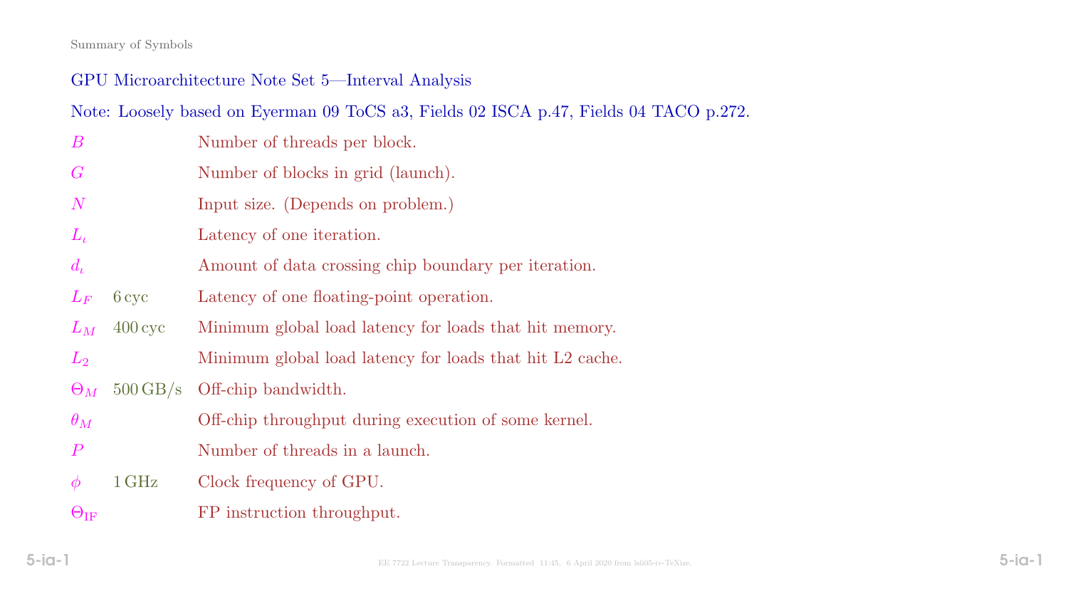Summary of Symbols

## GPU Microarchitecture Note Set 5—Interval Analysis

Note: Loosely based on Eyerman 09 ToCS a3, Fields 02 ISCA p.47, Fields 04 TACO p.272.

| Symbol | Value | Description |
|---|---|---|
| $B$ | | Number of threads per block. |
| $G$ | | Number of blocks in grid (launch). |
| $N$ | | Input size. (Depends on problem.) |
| $L_\iota$ | | Latency of one iteration. |
| $d_\iota$ | | Amount of data crossing chip boundary per iteration. |
| $L_F$ | 6 cyc | Latency of one floating-point operation. |
| $L_M$ | 400 cyc | Minimum global load latency for loads that hit memory. |
| $L_2$ | | Minimum global load latency for loads that hit L2 cache. |
| $\Theta_M$ | 500 GB/s | Off-chip bandwidth. |
| $\theta_M$ | | Off-chip throughput during execution of some kernel. |
| $P$ | | Number of threads in a launch. |
| $\phi$ | 1 GHz | Clock frequency of GPU. |
| $\Theta_{\text{IF}}$ | | FP instruction throughput. |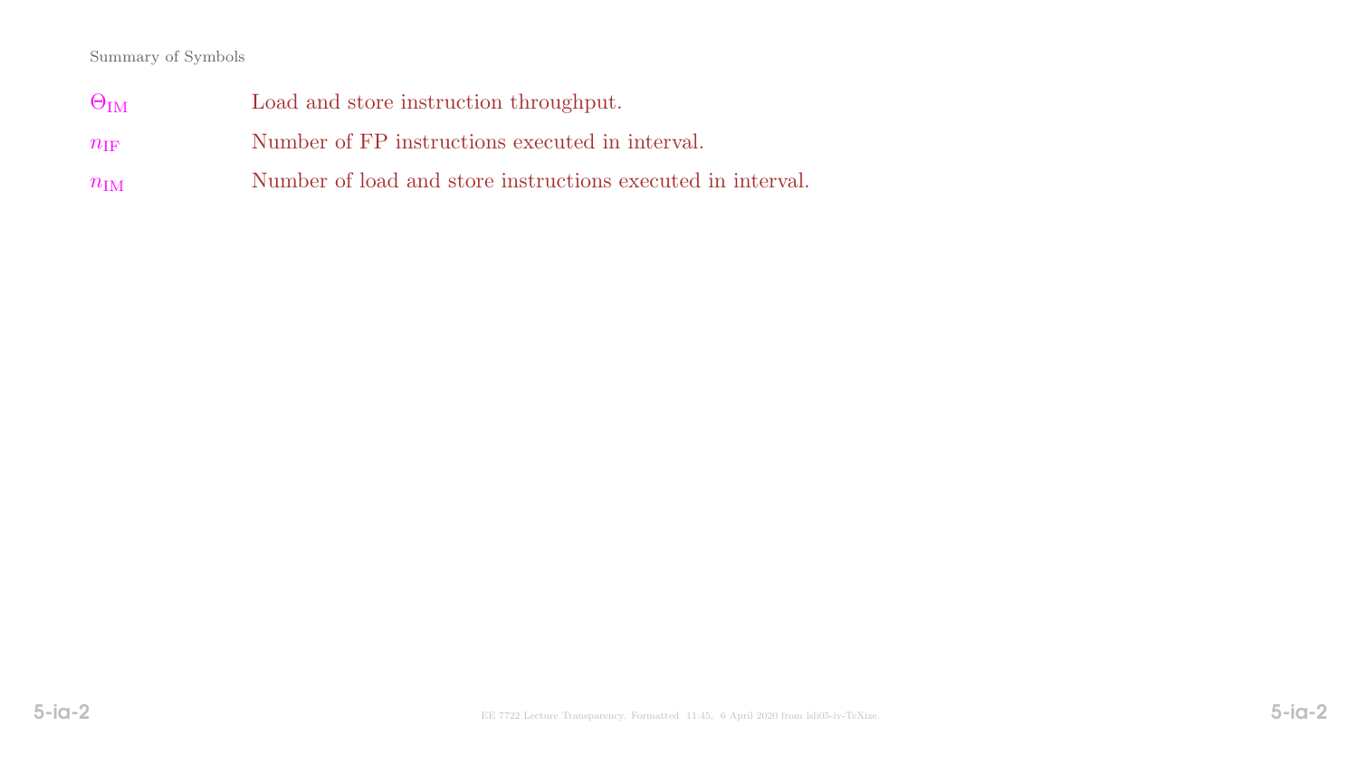Summary of Symbols

| | |
|---|---|
| $\Theta_{\text{IM}}$ | Load and store instruction throughput. |
| $n_{\text{IF}}$ | Number of FP instructions executed in interval. |
| $n_{\text{IM}}$ | Number of load and store instructions executed in interval. |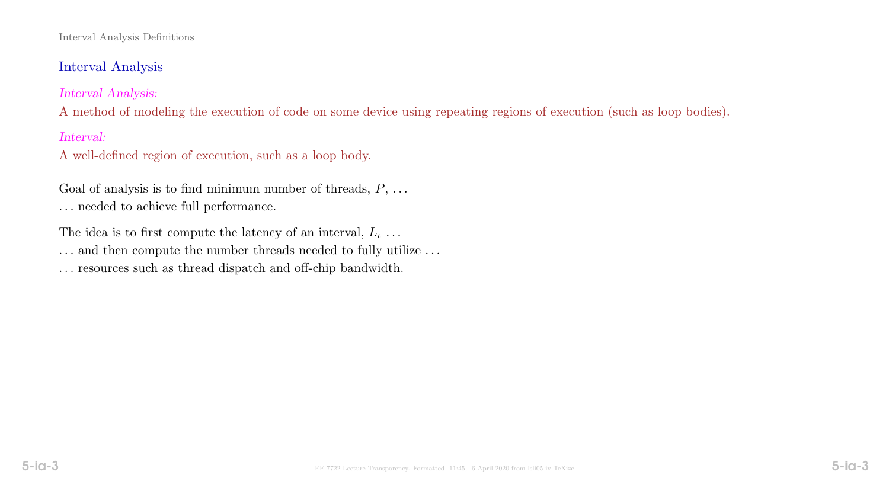## Interval Analysis

*Interval Analysis:*

A method of modeling the execution of code on some device using repeating regions of execution (such as loop bodies).

*Interval:*

A well-defined region of execution, such as a loop body.

Goal of analysis is to find minimum number of threads, $P$, . . .

. . . needed to achieve full performance.

The idea is to first compute the latency of an interval, $L_\iota$ . . .

. . . and then compute the number threads needed to fully utilize . . .

. . . resources such as thread dispatch and off-chip bandwidth.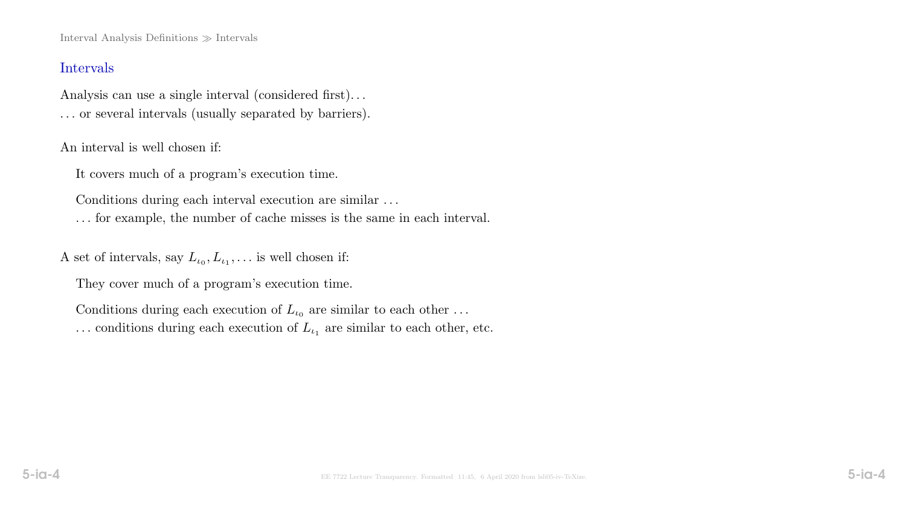## Intervals

Analysis can use a single interval (considered first)…
… or several intervals (usually separated by barriers).

An interval is well chosen if:

It covers much of a program's execution time.

Conditions during each interval execution are similar …
… for example, the number of cache misses is the same in each interval.

A set of intervals, say $L_{\iota_0}, L_{\iota_1}, \ldots$ is well chosen if:

They cover much of a program's execution time.

Conditions during each execution of $L_{\iota_0}$ are similar to each other …
… conditions during each execution of $L_{\iota_1}$ are similar to each other, etc.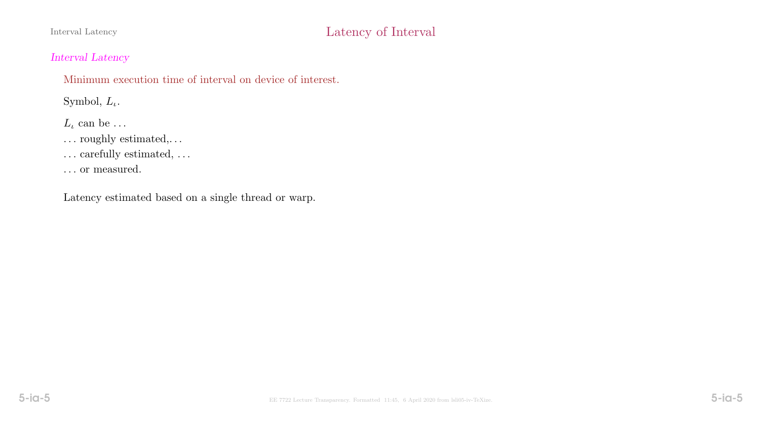## Latency of Interval

*Interval Latency*

Minimum execution time of interval on device of interest.

Symbol, $L_\iota$.

$L_\iota$ can be …

… roughly estimated,…

… carefully estimated, …

… or measured.

Latency estimated based on a single thread or warp.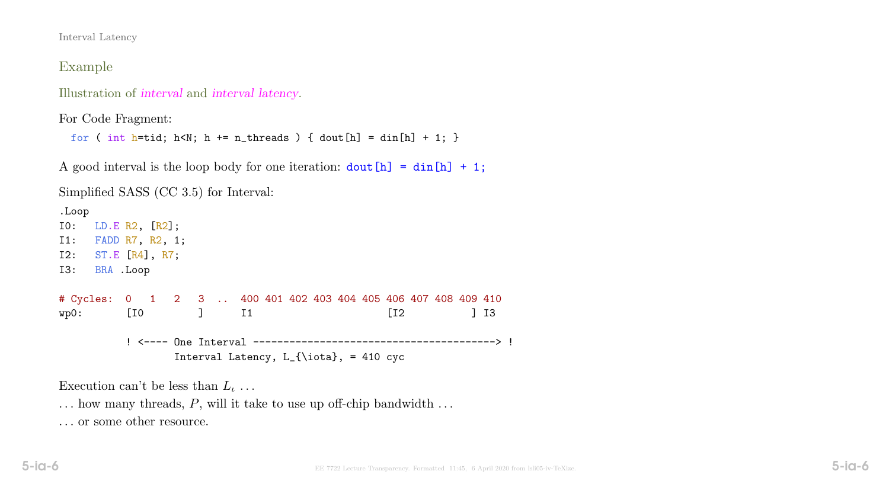## Example

Illustration of *interval* and *interval latency*.

For Code Fragment:

```
for ( int h=tid; h<N; h += n_threads ) { dout[h] = din[h] + 1; }
```

A good interval is the loop body for one iteration: `dout[h] = din[h] + 1;`

Simplified SASS (CC 3.5) for Interval:

```
.Loop
I0:   LD.E R2, [R2];
I1:   FADD R7, R2, 1;
I2:   ST.E [R4], R7;
I3:   BRA .Loop

# Cycles:  0   1   2   3  ..  400 401 402 403 404 405 406 407 408 409 410
wp0:       [I0         ]      I1                     [I2          ] I3

           ! <---- One Interval ---------------------------------------> !
                   Interval Latency, L_{\iota}, = 410 cyc
```

Execution can't be less than $L_\iota$ …

… how many threads, $P$, will it take to use up off-chip bandwidth …

… or some other resource.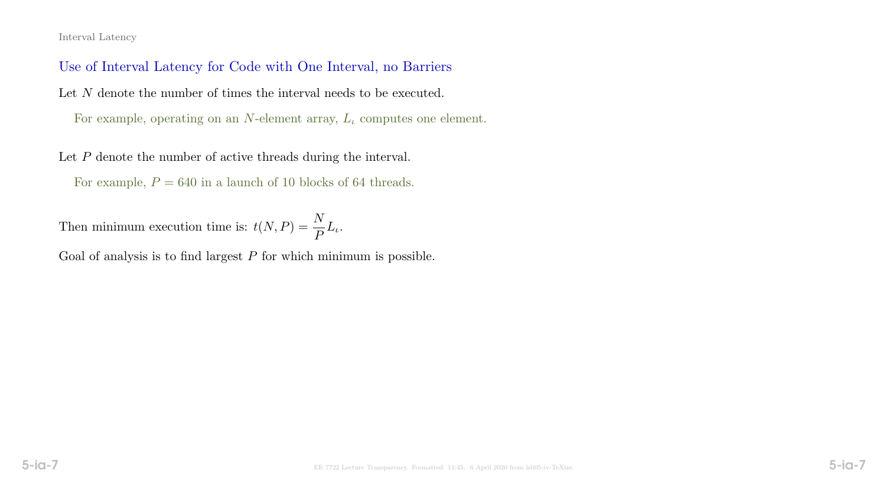## Use of Interval Latency for Code with One Interval, no Barriers

Let $N$ denote the number of times the interval needs to be executed.

For example, operating on an $N$-element array, $L_\iota$ computes one element.

Let $P$ denote the number of active threads during the interval.

For example, $P = 640$ in a launch of 10 blocks of 64 threads.

Then minimum execution time is: $t(N, P) = \dfrac{N}{P} L_\iota$.

Goal of analysis is to find largest $P$ for which minimum is possible.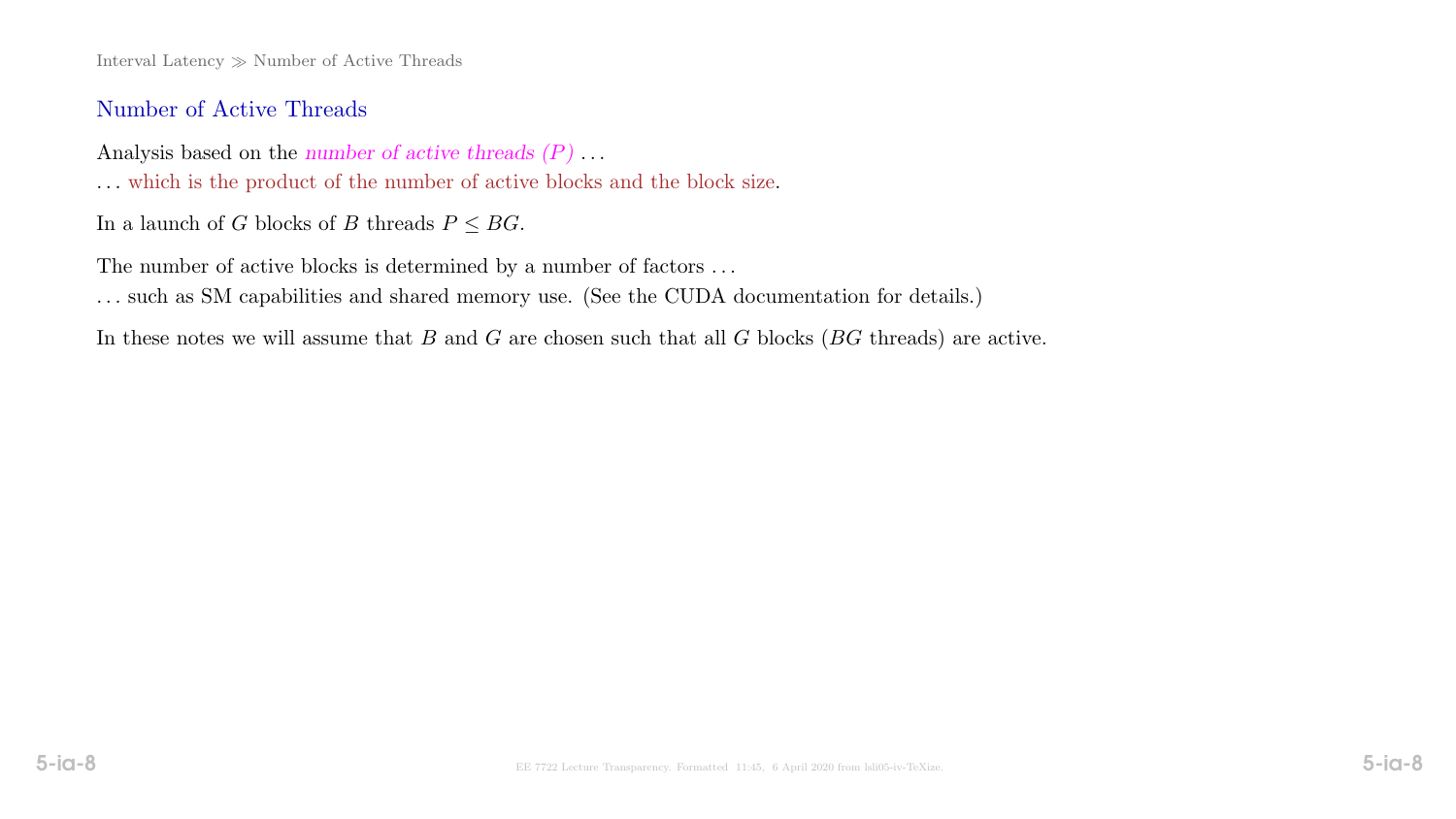## Number of Active Threads

Analysis based on the *number of active threads ($P$)* ...

... which is the product of the number of active blocks and the block size.

In a launch of $G$ blocks of $B$ threads $P \leq BG$.

The number of active blocks is determined by a number of factors ...

... such as SM capabilities and shared memory use. (See the CUDA documentation for details.)

In these notes we will assume that $B$ and $G$ are chosen such that all $G$ blocks ($BG$ threads) are active.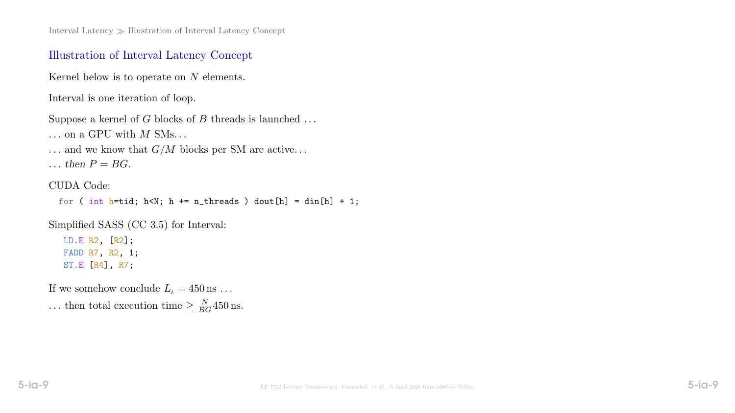## Illustration of Interval Latency Concept

Kernel below is to operate on $N$ elements.

Interval is one iteration of loop.

Suppose a kernel of $G$ blocks of $B$ threads is launched ...

... on a GPU with $M$ SMs...

... and we know that $G/M$ blocks per SM are active...

... *then* $P = BG$.

CUDA Code:

```
for ( int h=tid; h<N; h += n_threads ) dout[h] = din[h] + 1;
```

Simplified SASS (CC 3.5) for Interval:

```
LD.E R2, [R2];
FADD R7, R2, 1;
ST.E [R4], R7;
```

If we somehow conclude $L_\iota = 450\,\text{ns}$ ...

... then total execution time $\geq \frac{N}{BG} 450\,\text{ns}$.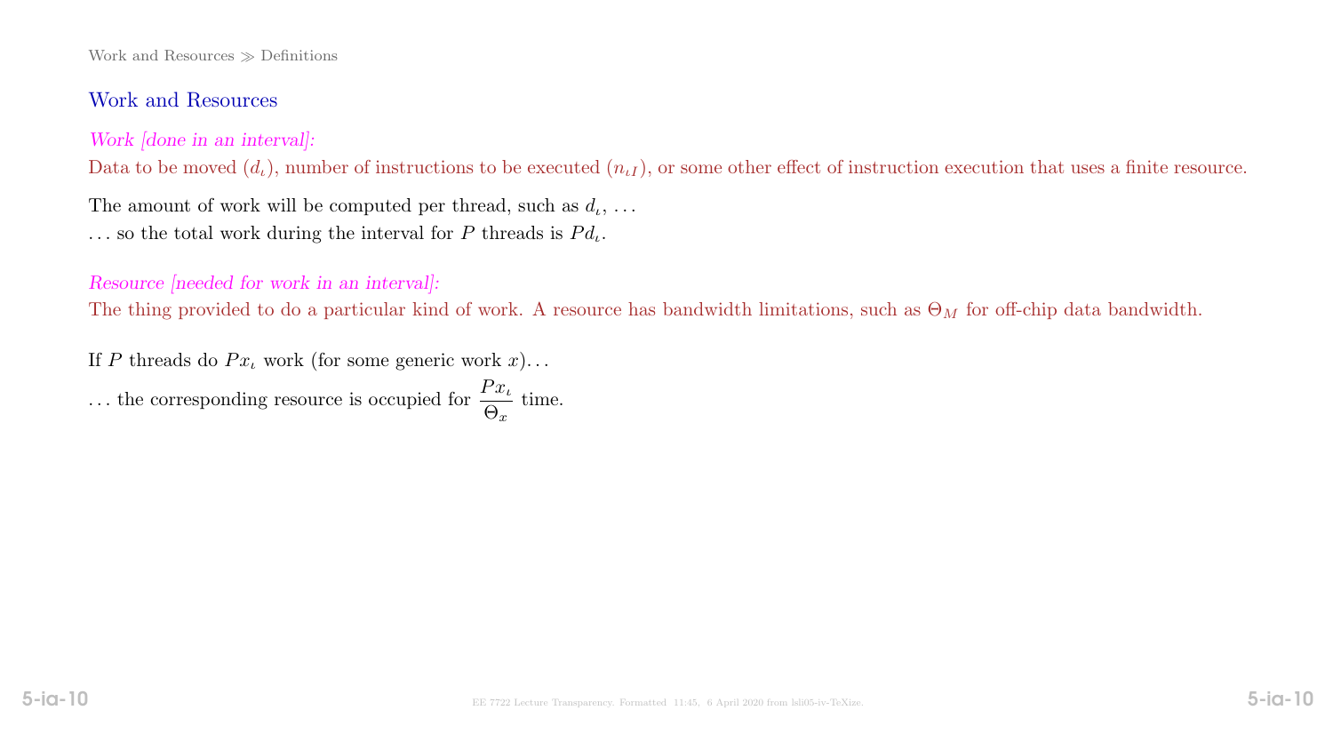## Work and Resources

*Work [done in an interval]:*

Data to be moved ($d_\iota$), number of instructions to be executed ($n_{\iota I}$), or some other effect of instruction execution that uses a finite resource.

The amount of work will be computed per thread, such as $d_\iota$, ...

... so the total work during the interval for $P$ threads is $Pd_\iota$.

*Resource [needed for work in an interval]:*

The thing provided to do a particular kind of work. A resource has bandwidth limitations, such as $\Theta_M$ for off-chip data bandwidth.

If $P$ threads do $Px_\iota$ work (for some generic work $x$)...

... the corresponding resource is occupied for $\dfrac{Px_\iota}{\Theta_x}$ time.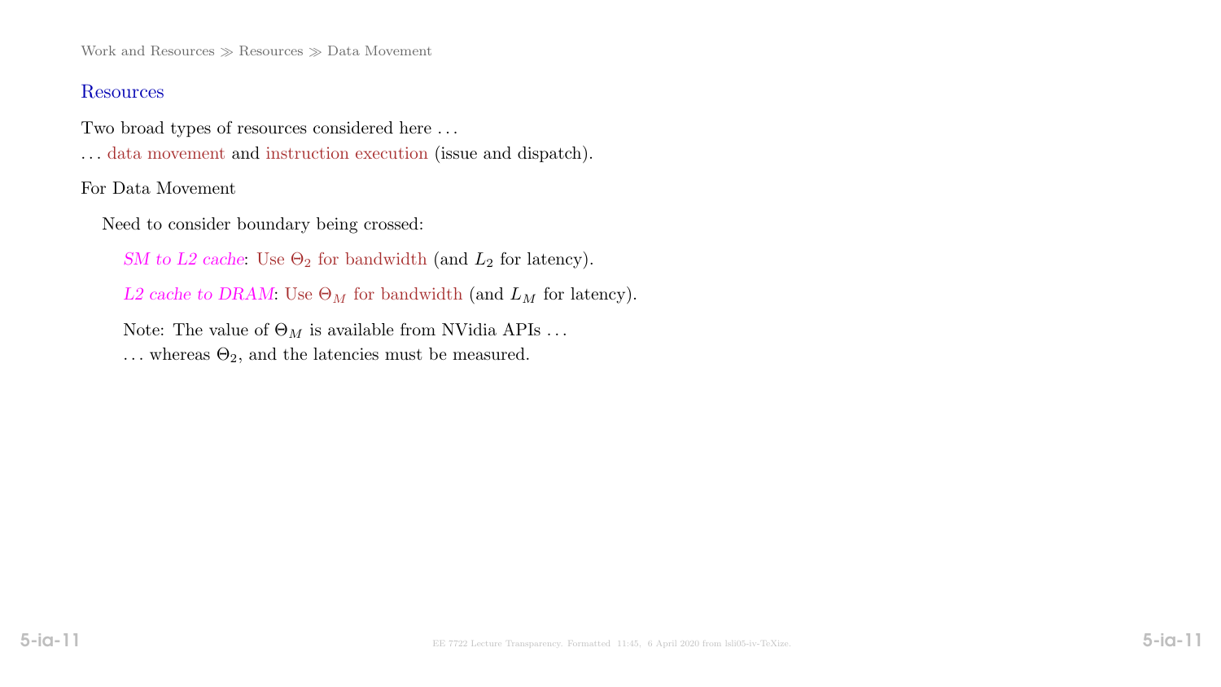## Resources

Two broad types of resources considered here . . .
. . . data movement and instruction execution (issue and dispatch).

For Data Movement

Need to consider boundary being crossed:

*SM to L2 cache*: Use $\Theta_2$ for bandwidth (and $L_2$ for latency).

*L2 cache to DRAM*: Use $\Theta_M$ for bandwidth (and $L_M$ for latency).

Note: The value of $\Theta_M$ is available from NVidia APIs . . .
. . . whereas $\Theta_2$, and the latencies must be measured.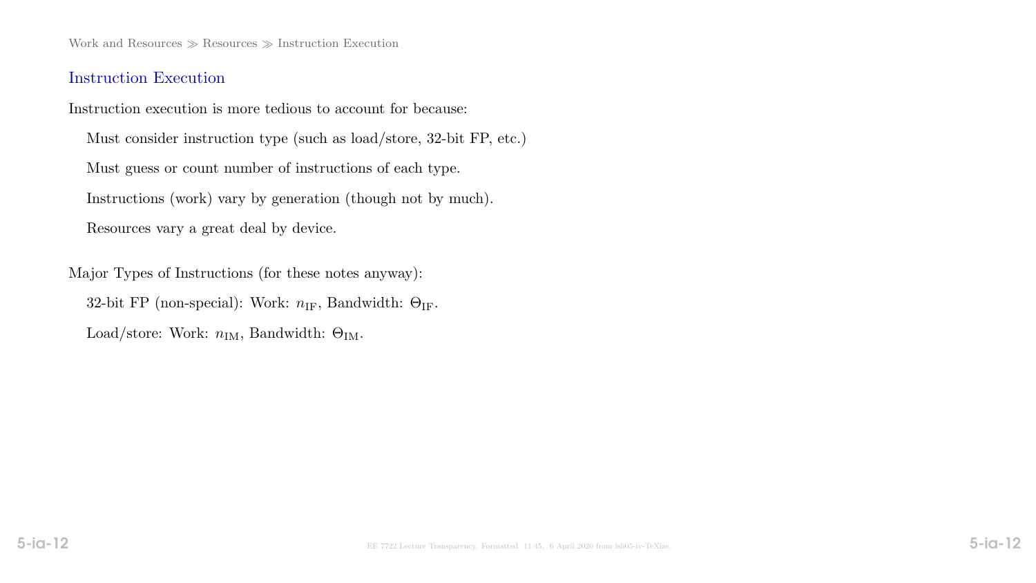## Instruction Execution

Instruction execution is more tedious to account for because:

- Must consider instruction type (such as load/store, 32-bit FP, etc.)
- Must guess or count number of instructions of each type.
- Instructions (work) vary by generation (though not by much).
- Resources vary a great deal by device.

Major Types of Instructions (for these notes anyway):

- 32-bit FP (non-special): Work: $n_{\text{IF}}$, Bandwidth: $\Theta_{\text{IF}}$.
- Load/store: Work: $n_{\text{IM}}$, Bandwidth: $\Theta_{\text{IM}}$.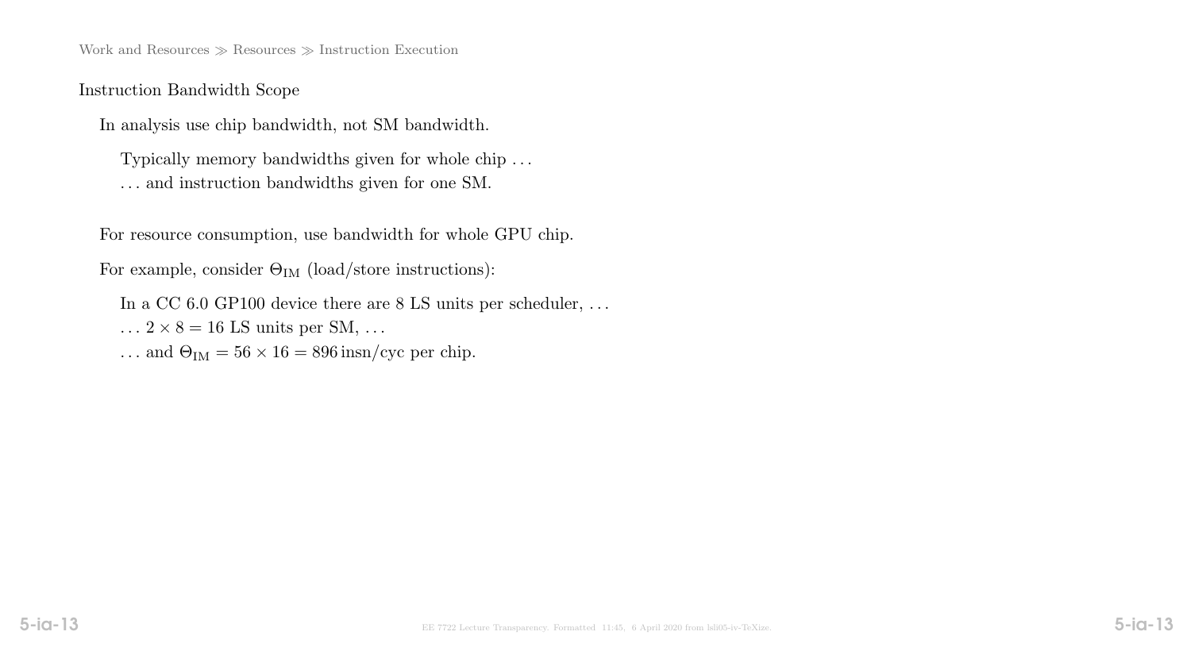## Instruction Bandwidth Scope

In analysis use chip bandwidth, not SM bandwidth.

Typically memory bandwidths given for whole chip …
… and instruction bandwidths given for one SM.

For resource consumption, use bandwidth for whole GPU chip.

For example, consider $\Theta_{\rm IM}$ (load/store instructions):

In a CC 6.0 GP100 device there are 8 LS units per scheduler, …
… $2 \times 8 = 16$ LS units per SM, …
… and $\Theta_{\rm IM} = 56 \times 16 = 896$ insn/cyc per chip.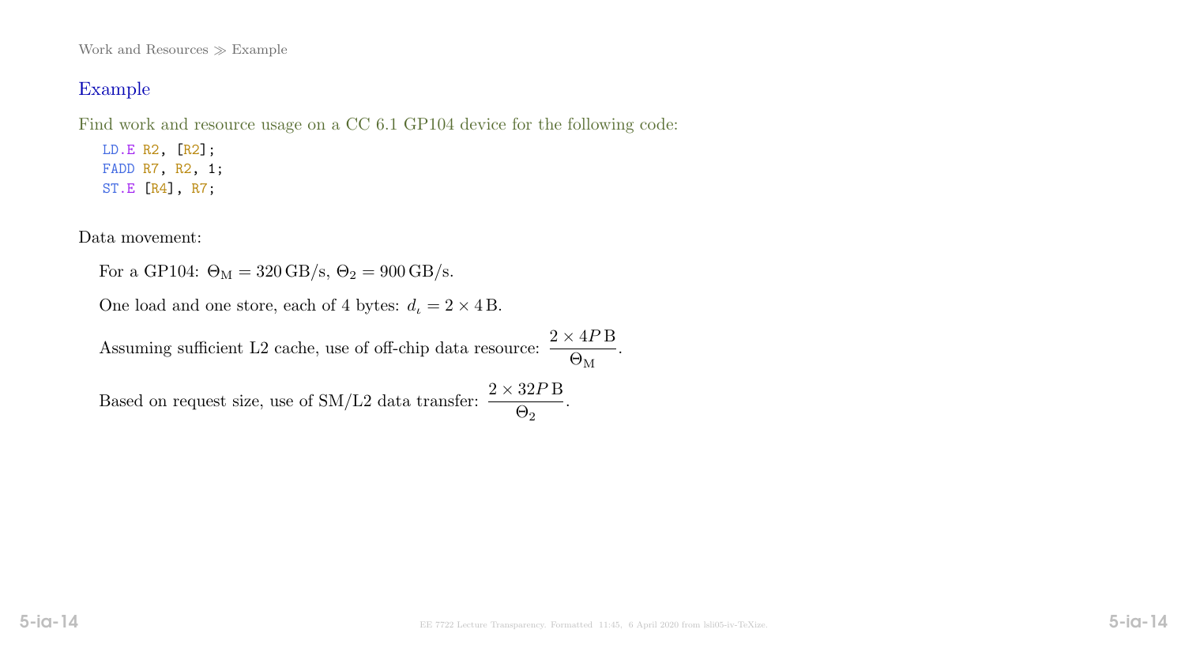## Example

Find work and resource usage on a CC 6.1 GP104 device for the following code:

```
LD.E R2, [R2];
FADD R7, R2, 1;
ST.E [R4], R7;
```

Data movement:

For a GP104: $\Theta_\mathrm{M} = 320\,\mathrm{GB/s}$, $\Theta_2 = 900\,\mathrm{GB/s}$.

One load and one store, each of 4 bytes: $d_\iota = 2 \times 4\,\mathrm{B}$.

Assuming sufficient L2 cache, use of off-chip data resource: $\dfrac{2 \times 4P\,\mathrm{B}}{\Theta_\mathrm{M}}$.

Based on request size, use of SM/L2 data transfer: $\dfrac{2 \times 32P\,\mathrm{B}}{\Theta_2}$.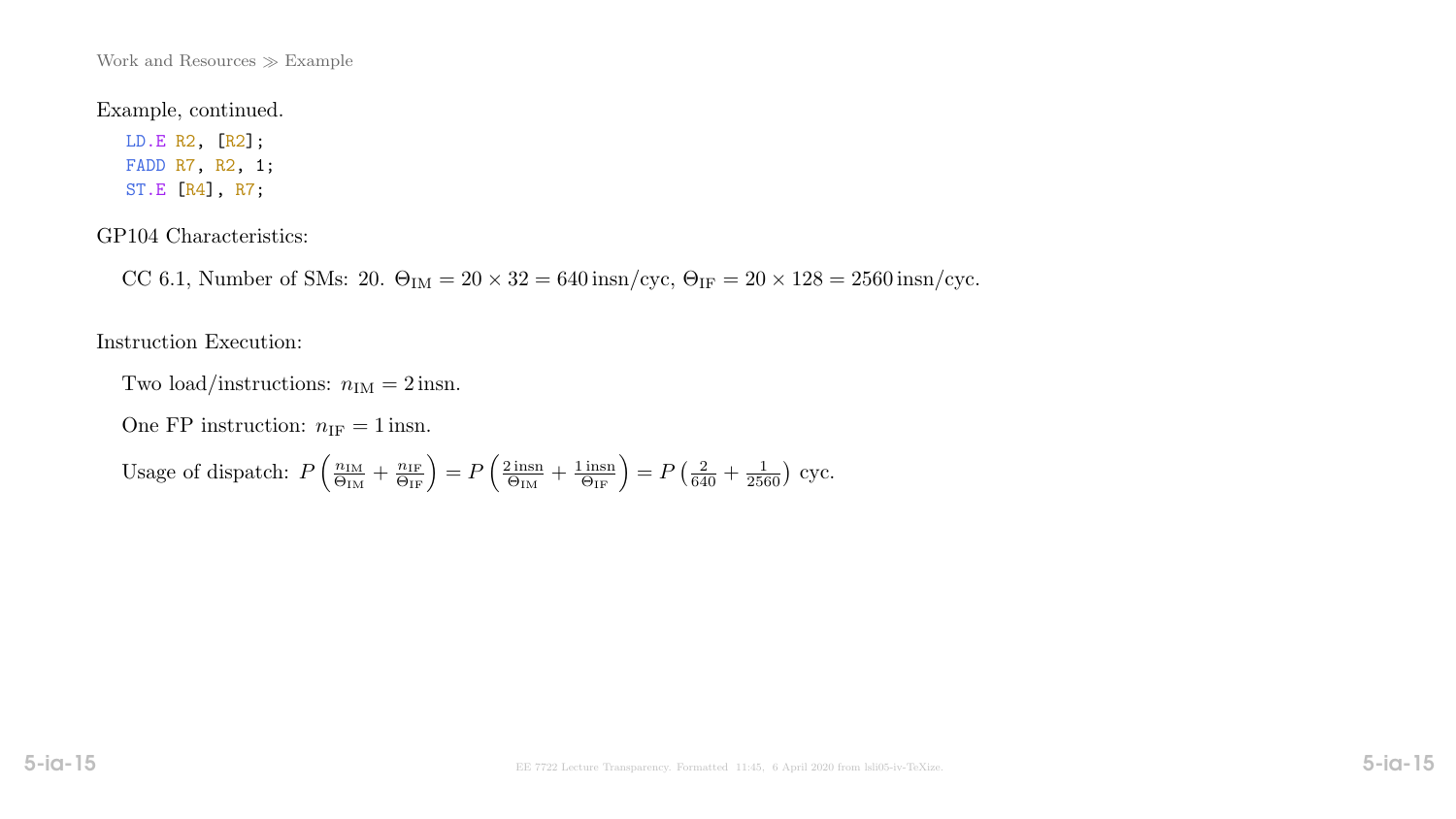Example, continued.

```
LD.E R2, [R2];
FADD R7, R2, 1;
ST.E [R4], R7;
```

GP104 Characteristics:

CC 6.1, Number of SMs: 20. $\Theta_{\text{IM}} = 20 \times 32 = 640\,\text{insn/cyc}$, $\Theta_{\text{IF}} = 20 \times 128 = 2560\,\text{insn/cyc}$.

Instruction Execution:

Two load/instructions: $n_{\text{IM}} = 2\,\text{insn}$.

One FP instruction: $n_{\text{IF}} = 1\,\text{insn}$.

Usage of dispatch: $P\left(\frac{n_{\text{IM}}}{\Theta_{\text{IM}}} + \frac{n_{\text{IF}}}{\Theta_{\text{IF}}}\right) = P\left(\frac{2\,\text{insn}}{\Theta_{\text{IM}}} + \frac{1\,\text{insn}}{\Theta_{\text{IF}}}\right) = P\left(\frac{2}{640} + \frac{1}{2560}\right)\,\text{cyc}$.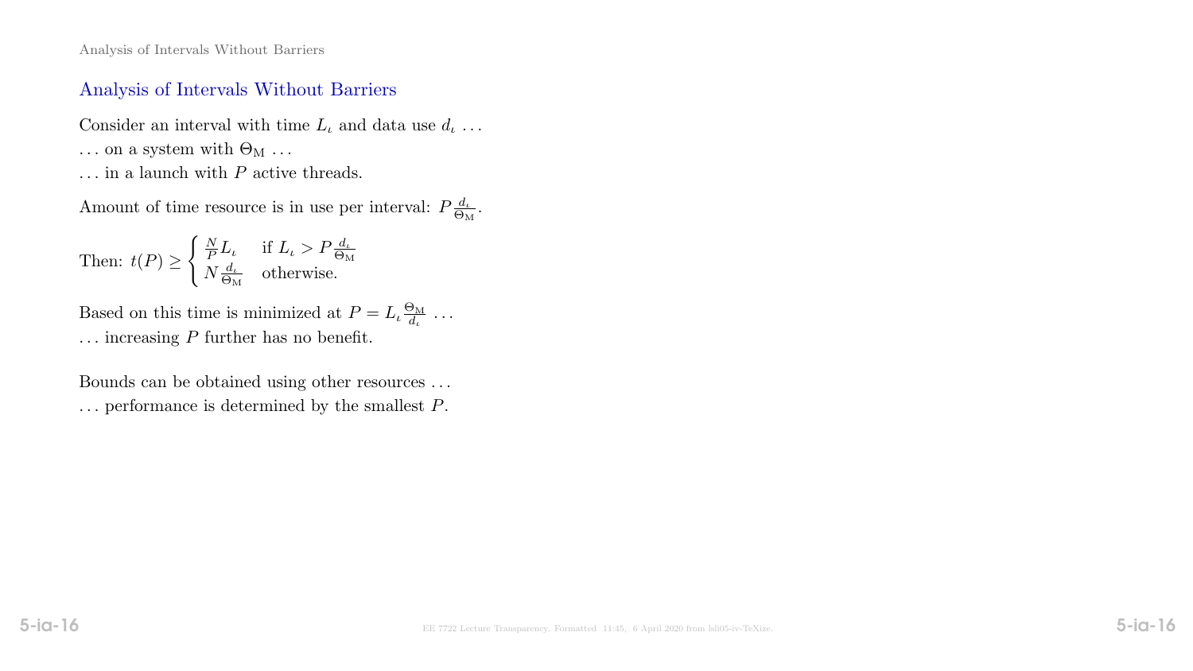## Analysis of Intervals Without Barriers

Consider an interval with time $L_\iota$ and data use $d_\iota$ ...

... on a system with $\Theta_\mathrm{M}$ ...

... in a launch with $P$ active threads.

Amount of time resource is in use per interval: $P\frac{d_\iota}{\Theta_\mathrm{M}}$.

Then: $t(P) \geq \begin{cases} \frac{N}{P}L_\iota & \text{if } L_\iota > P\frac{d_\iota}{\Theta_\mathrm{M}} \\ N\frac{d_\iota}{\Theta_\mathrm{M}} & \text{otherwise.} \end{cases}$

Based on this time is minimized at $P = L_\iota \frac{\Theta_\mathrm{M}}{d_\iota}$ ...

... increasing $P$ further has no benefit.

Bounds can be obtained using other resources ...

... performance is determined by the smallest $P$.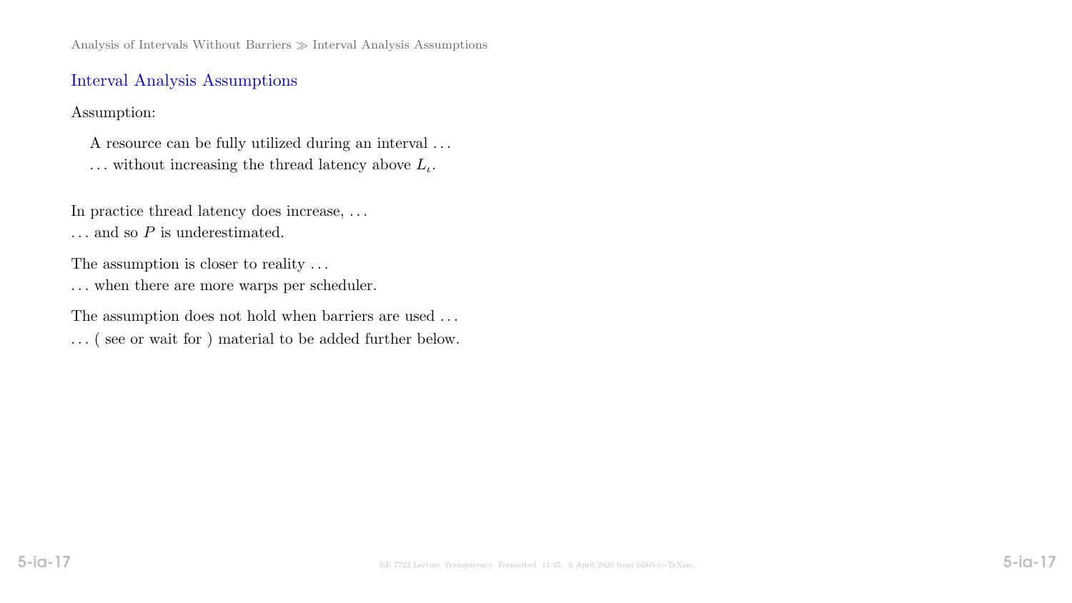## Interval Analysis Assumptions

Assumption:

> A resource can be fully utilized during an interval . . .
> . . . without increasing the thread latency above $L_\iota$.

In practice thread latency does increase, . . .
. . . and so $P$ is underestimated.

The assumption is closer to reality . . .
. . . when there are more warps per scheduler.

The assumption does not hold when barriers are used . . .
. . . ( see or wait for ) material to be added further below.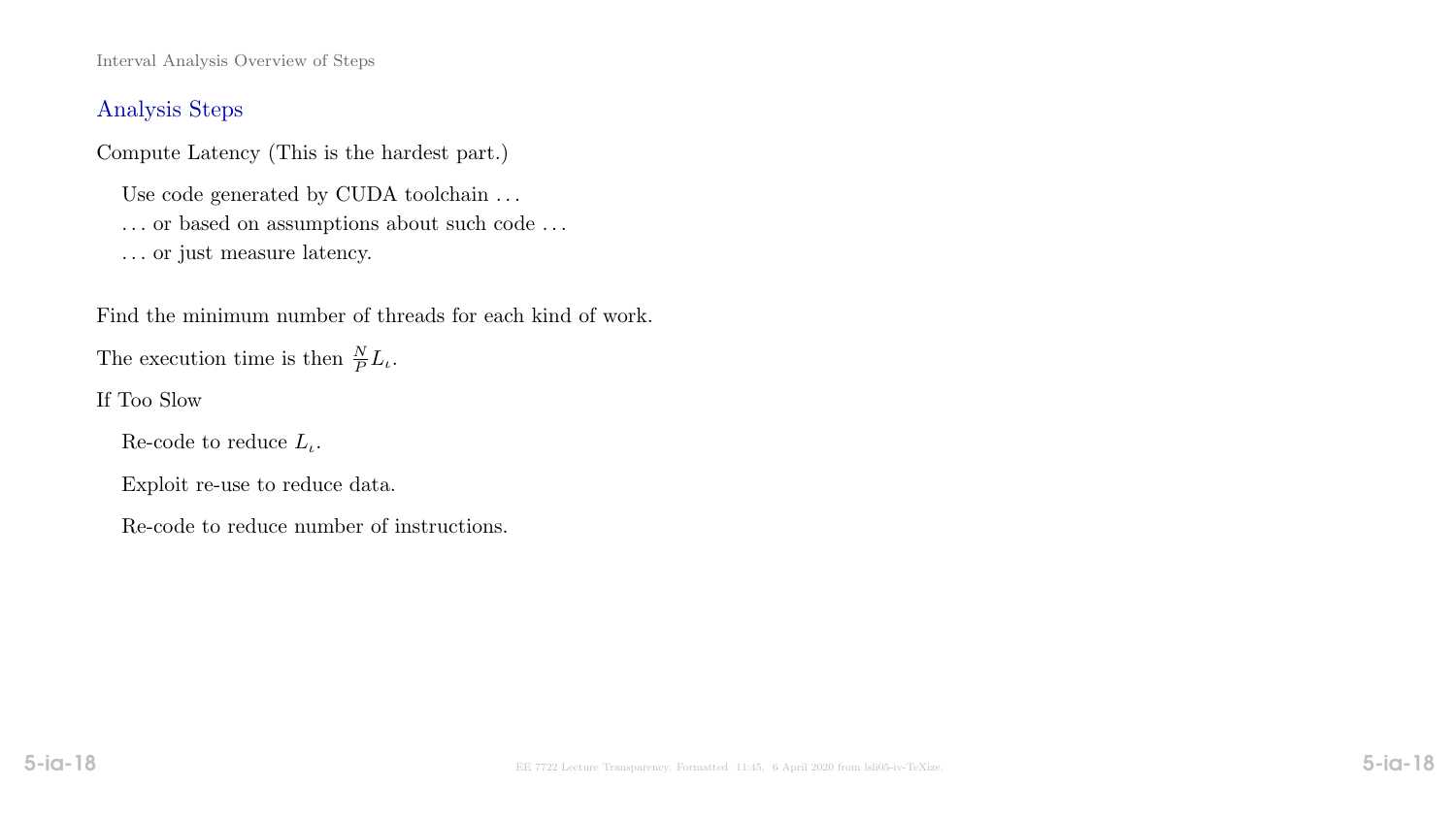## Analysis Steps

Compute Latency (This is the hardest part.)

Use code generated by CUDA toolchain . . .

. . . or based on assumptions about such code . . .

. . . or just measure latency.

Find the minimum number of threads for each kind of work.

The execution time is then $\frac{N}{P} L_\iota$.

If Too Slow

Re-code to reduce $L_\iota$.

Exploit re-use to reduce data.

Re-code to reduce number of instructions.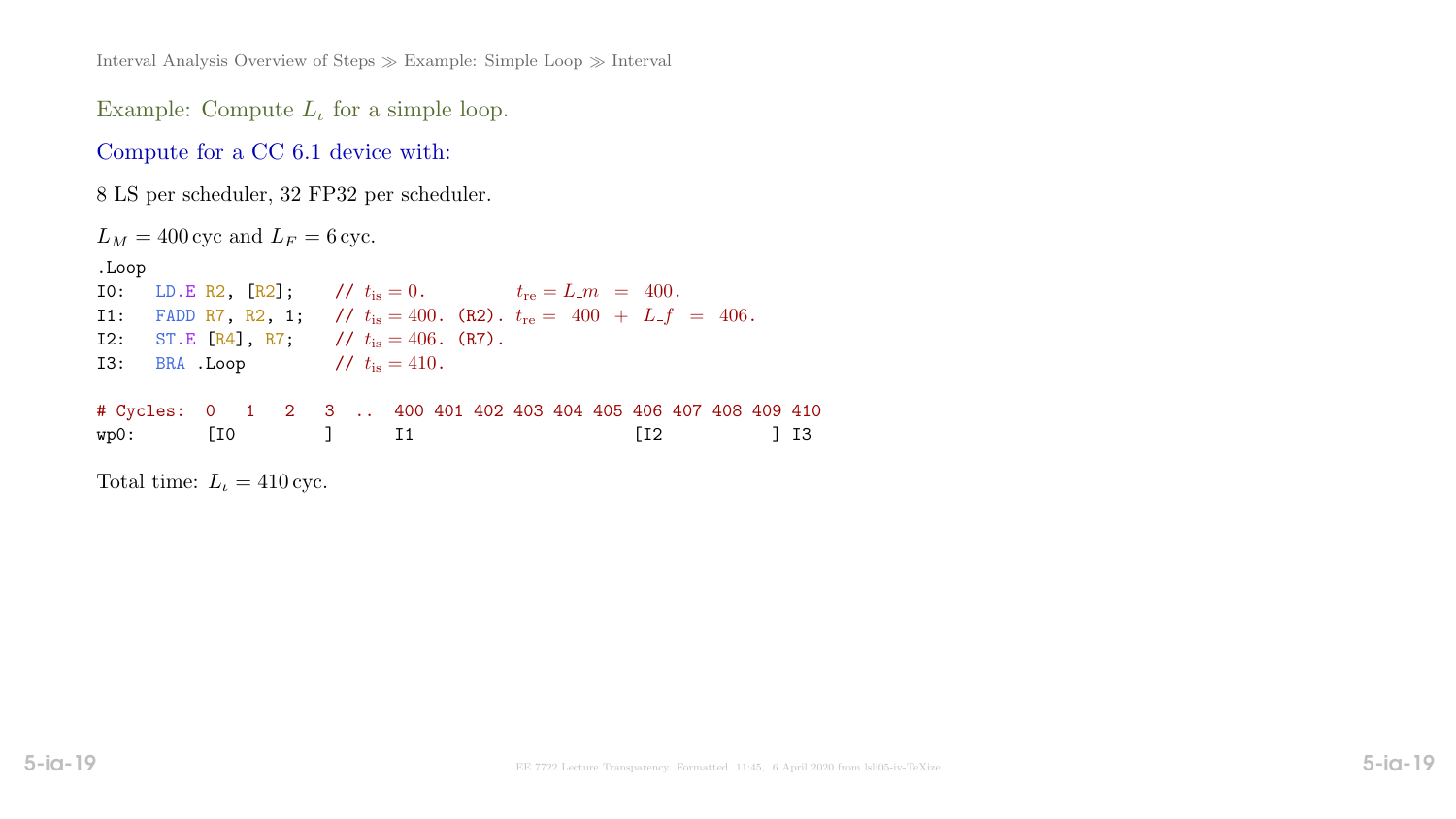Example: Compute $L_\iota$ for a simple loop.

Compute for a CC 6.1 device with:

8 LS per scheduler, 32 FP32 per scheduler.

$L_M = 400\,\text{cyc}$ and $L_F = 6\,\text{cyc}$.

```
.Loop
I0:   LD.E R2, [R2];     // t_is = 0.          t_re = L_m  =  400.
I1:   FADD R7, R2, 1;    // t_is = 400. (R2).  t_re =  400  +  L_f  =  406.
I2:   ST.E [R4], R7;     // t_is = 406. (R7).
I3:   BRA .Loop          // t_is = 410.

# Cycles:  0   1   2   3  ..  400 401 402 403 404 405 406 407 408 409 410
wp0:      [I0         ]      I1                      [I2           ] I3
```

Total time: $L_\iota = 410\,\text{cyc}$.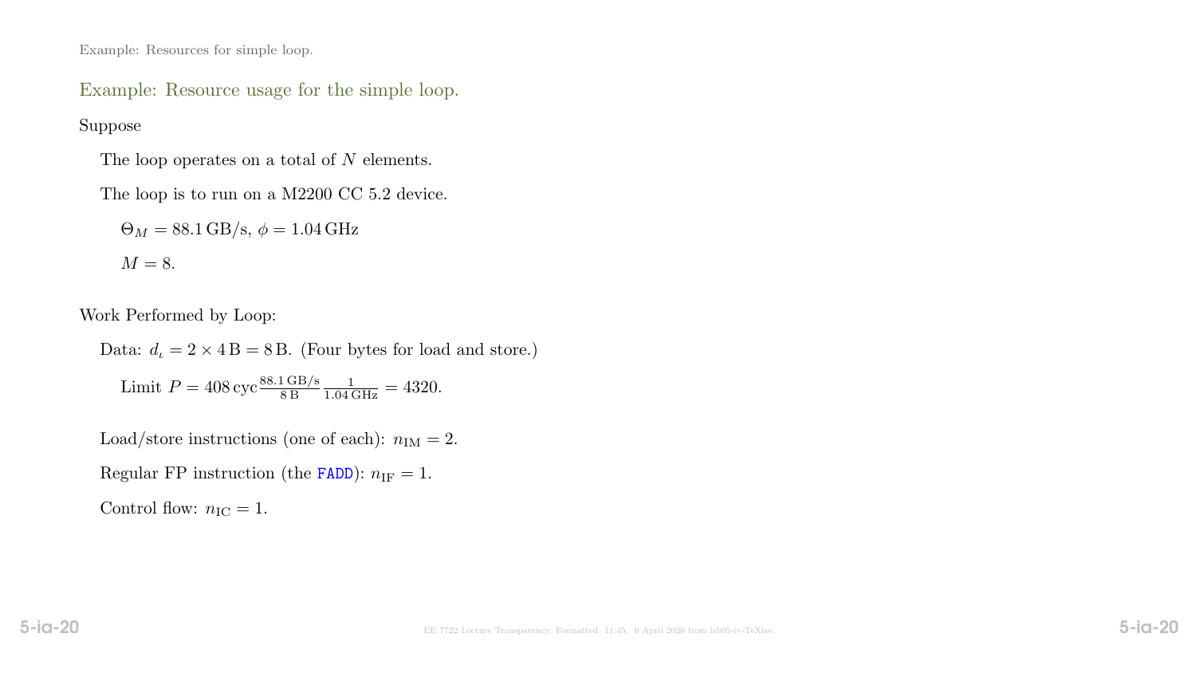## Example: Resource usage for the simple loop.

Suppose

The loop operates on a total of $N$ elements.

The loop is to run on a M2200 CC 5.2 device.

$\Theta_M = 88.1\,\text{GB/s}$, $\phi = 1.04\,\text{GHz}$

$M = 8$.

Work Performed by Loop:

Data: $d_\iota = 2 \times 4\,\text{B} = 8\,\text{B}$. (Four bytes for load and store.)

Limit $P = 408\,\text{cyc}\frac{88.1\,\text{GB/s}}{8\,\text{B}}\frac{1}{1.04\,\text{GHz}} = 4320$.

Load/store instructions (one of each): $n_{\text{IM}} = 2$.

Regular FP instruction (the `FADD`): $n_{\text{IF}} = 1$.

Control flow: $n_{\text{IC}} = 1$.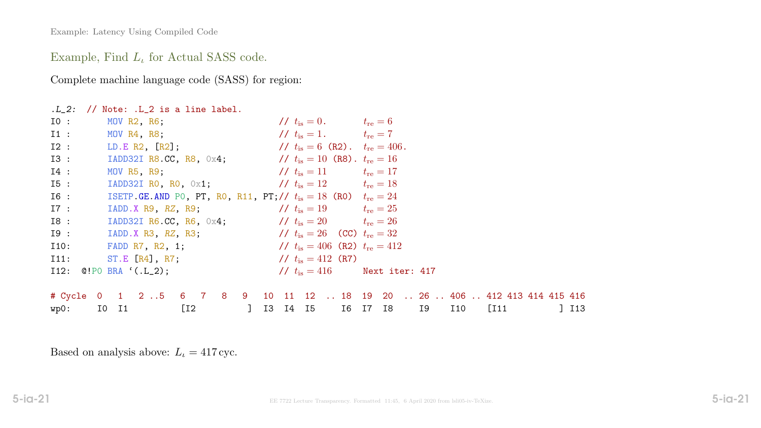## Example, Find $L_\iota$ for Actual SASS code.

Complete machine language code (SASS) for region:

```
.L_2:  // Note: .L_2 is a line label.
I0 :       MOV R2, R6;                    // t_is = 0.        t_re = 6
I1 :       MOV R4, R8;                    // t_is = 1.        t_re = 7
I2 :       LD.E R2, [R2];                 // t_is = 6 (R2).   t_re = 406.
I3 :       IADD32I R8.CC, R8, 0x4;        // t_is = 10 (R8).  t_re = 16
I4 :       MOV R5, R9;                    // t_is = 11        t_re = 17
I5 :       IADD32I R0, R0, 0x1;           // t_is = 12        t_re = 18
I6 :       ISETP.GE.AND P0, PT, R0, R11, PT;// t_is = 18 (R0)  t_re = 24
I7 :       IADD.X R9, RZ, R9;             // t_is = 19        t_re = 25
I8 :       IADD32I R6.CC, R6, 0x4;        // t_is = 20        t_re = 26
I9 :       IADD.X R3, RZ, R3;             // t_is = 26  (CC)  t_re = 32
I10:       FADD R7, R2, 1;                // t_is = 406 (R2)  t_re = 412
I11:       ST.E [R4], R7;                 // t_is = 412 (R7)
I12:  @!P0 BRA `(.L_2);                   // t_is = 416       Next iter: 417

# Cycle  0   1   2 ..5   6   7   8   9   10  11  12  .. 18  19  20  .. 26 .. 406 .. 412 413 414 415 416
wp0:     I0  I1          [I2         ]  I3  I4  I5     I6  I7  I8     I9    I10    [I11         ] I13
```

Based on analysis above: $L_\iota = 417$ cyc.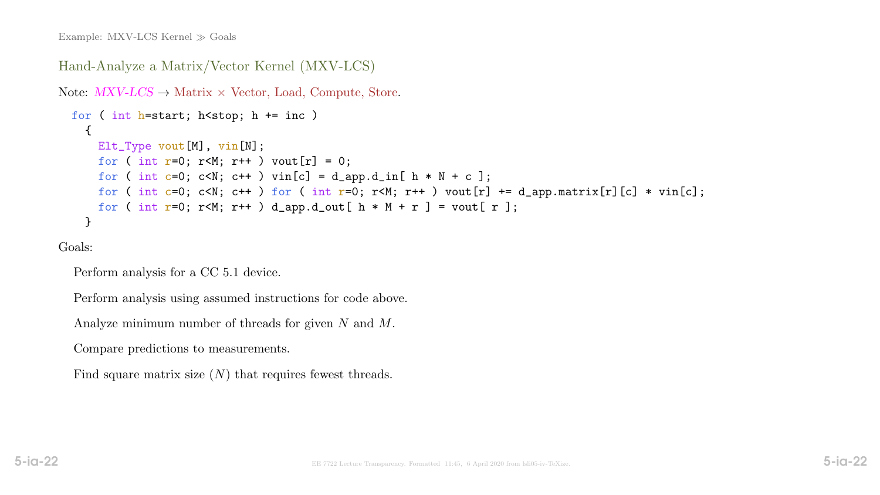## Hand-Analyze a Matrix/Vector Kernel (MXV-LCS)

Note: *MXV-LCS* → Matrix × Vector, Load, Compute, Store.

```
for ( int h=start; h<stop; h += inc )
  {
    Elt_Type vout[M], vin[N];
    for ( int r=0; r<M; r++ ) vout[r] = 0;
    for ( int c=0; c<N; c++ ) vin[c] = d_app.d_in[ h * N + c ];
    for ( int c=0; c<N; c++ ) for ( int r=0; r<M; r++ ) vout[r] += d_app.matrix[r][c] * vin[c];
    for ( int r=0; r<M; r++ ) d_app.d_out[ h * M + r ] = vout[ r ];
  }
```

Goals:

Perform analysis for a CC 5.1 device.

Perform analysis using assumed instructions for code above.

Analyze minimum number of threads for given $N$ and $M$.

Compare predictions to measurements.

Find square matrix size ($N$) that requires fewest threads.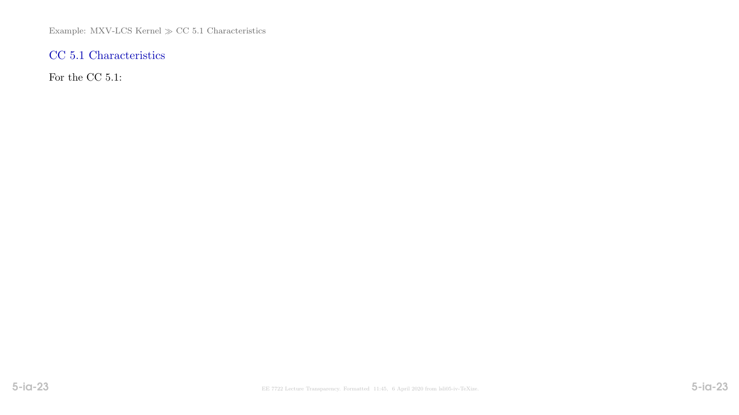## CC 5.1 Characteristics

For the CC 5.1: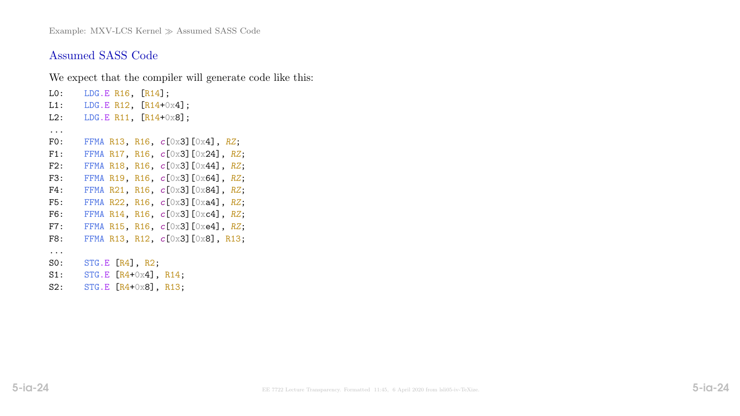## Assumed SASS Code

We expect that the compiler will generate code like this:

```
L0:    LDG.E R16, [R14];
L1:    LDG.E R12, [R14+0x4];
L2:    LDG.E R11, [R14+0x8];
...
F0:    FFMA R13, R16, c[0x3][0x4], RZ;
F1:    FFMA R17, R16, c[0x3][0x24], RZ;
F2:    FFMA R18, R16, c[0x3][0x44], RZ;
F3:    FFMA R19, R16, c[0x3][0x64], RZ;
F4:    FFMA R21, R16, c[0x3][0x84], RZ;
F5:    FFMA R22, R16, c[0x3][0xa4], RZ;
F6:    FFMA R14, R16, c[0x3][0xc4], RZ;
F7:    FFMA R15, R16, c[0x3][0xe4], RZ;
F8:    FFMA R13, R12, c[0x3][0x8], R13;
...
S0:    STG.E [R4], R2;
S1:    STG.E [R4+0x4], R14;
S2:    STG.E [R4+0x8], R13;
```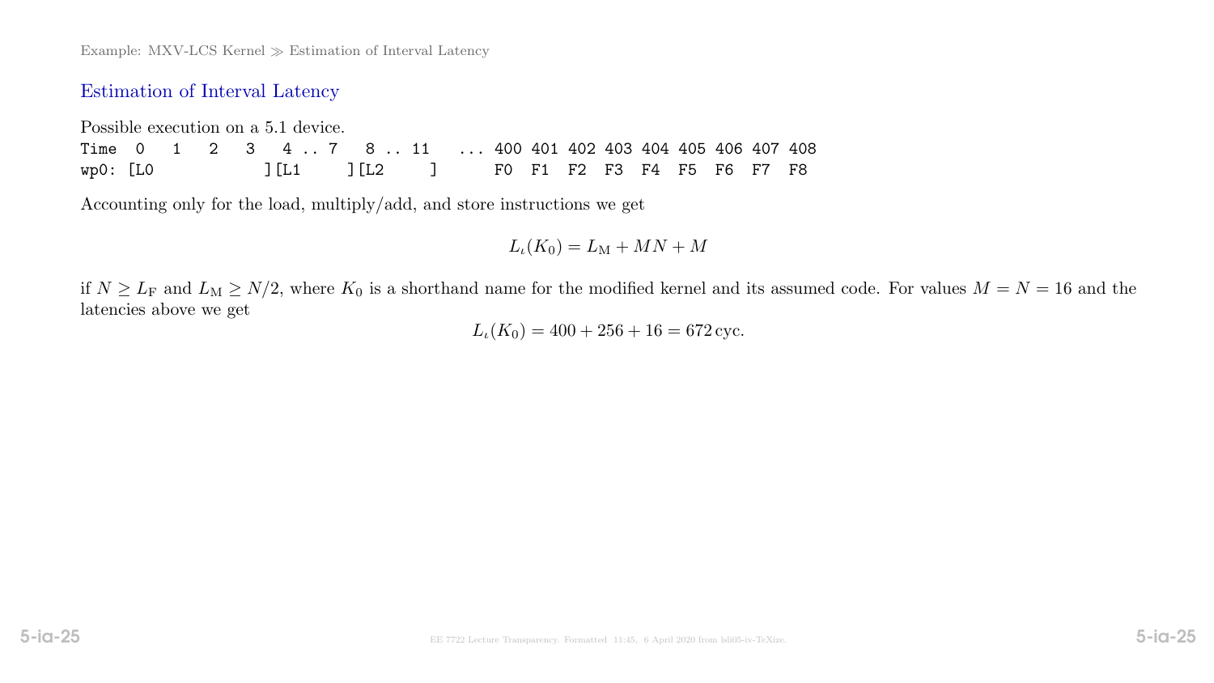## Estimation of Interval Latency

Possible execution on a 5.1 device.

```
Time  0   1   2   3   4 .. 7   8 .. 11   ... 400 401 402 403 404 405 406 407 408
wp0: [L0            ][L1     ][L2     ]      F0  F1  F2  F3  F4  F5  F6  F7  F8
```

Accounting only for the load, multiply/add, and store instructions we get

$$L_\iota(K_0) = L_{\mathrm{M}} + MN + M$$

if $N \geq L_{\mathrm{F}}$ and $L_{\mathrm{M}} \geq N/2$, where $K_0$ is a shorthand name for the modified kernel and its assumed code. For values $M = N = 16$ and the latencies above we get

$$L_\iota(K_0) = 400 + 256 + 16 = 672\,\mathrm{cyc}.$$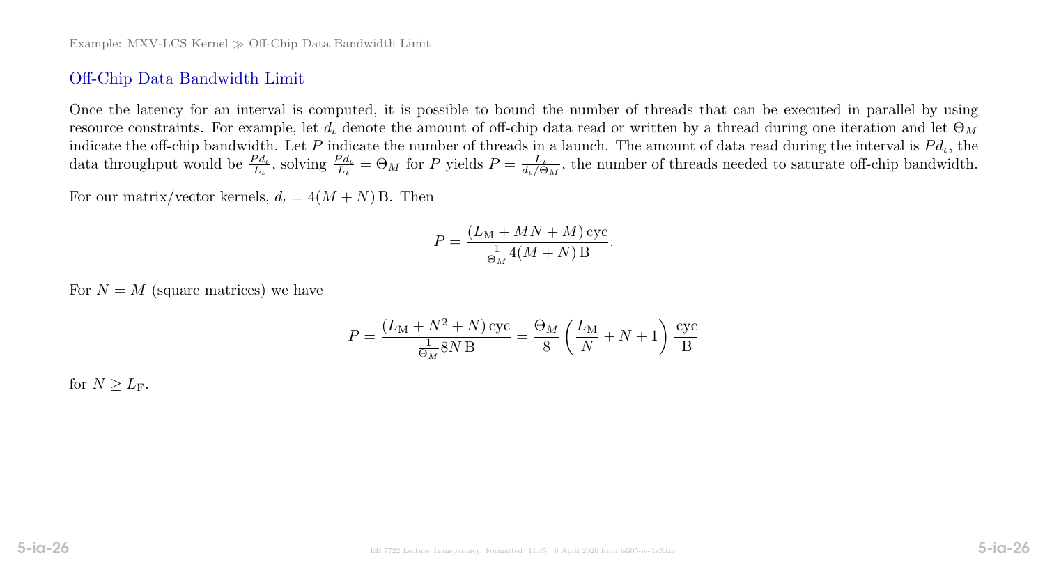## Off-Chip Data Bandwidth Limit

Once the latency for an interval is computed, it is possible to bound the number of threads that can be executed in parallel by using resource constraints. For example, let $d_\iota$ denote the amount of off-chip data read or written by a thread during one iteration and let $\Theta_M$ indicate the off-chip bandwidth. Let $P$ indicate the number of threads in a launch. The amount of data read during the interval is $Pd_\iota$, the data throughput would be $\frac{Pd_\iota}{L_\iota}$, solving $\frac{Pd_\iota}{L_\iota} = \Theta_M$ for $P$ yields $P = \frac{L_\iota}{d_\iota/\Theta_M}$, the number of threads needed to saturate off-chip bandwidth.

For our matrix/vector kernels, $d_\iota = 4(M + N)\,\mathrm{B}$. Then

$$P = \frac{(L_\mathrm{M} + MN + M)\,\mathrm{cyc}}{\frac{1}{\Theta_M}4(M + N)\,\mathrm{B}}.$$

For $N = M$ (square matrices) we have

$$P = \frac{(L_\mathrm{M} + N^2 + N)\,\mathrm{cyc}}{\frac{1}{\Theta_M}8N\,\mathrm{B}} = \frac{\Theta_M}{8}\left(\frac{L_\mathrm{M}}{N} + N + 1\right)\frac{\mathrm{cyc}}{\mathrm{B}}$$

for $N \geq L_\mathrm{F}$.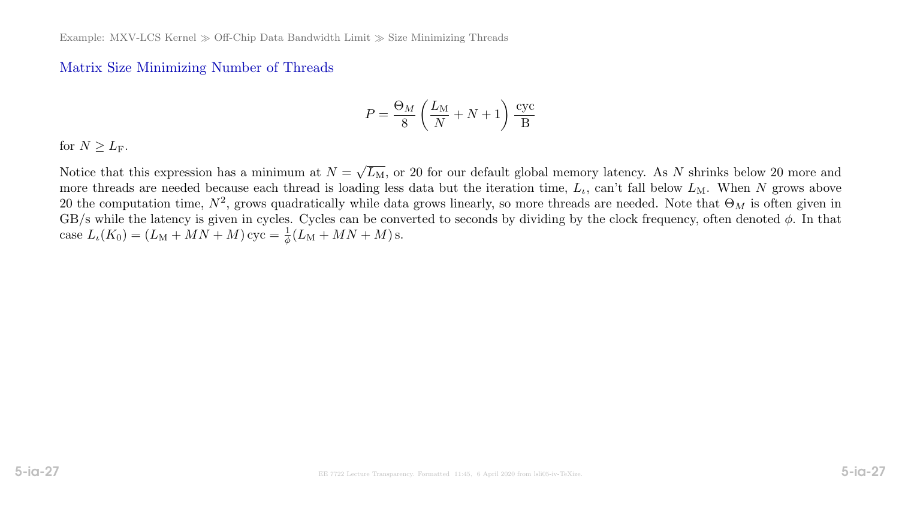## Matrix Size Minimizing Number of Threads

$$P = \frac{\Theta_M}{8}\left(\frac{L_{\mathrm{M}}}{N} + N + 1\right)\frac{\mathrm{cyc}}{\mathrm{B}}$$

for $N \geq L_{\mathrm{F}}$.

Notice that this expression has a minimum at $N = \sqrt{L_{\mathrm{M}}}$, or 20 for our default global memory latency. As $N$ shrinks below 20 more and more threads are needed because each thread is loading less data but the iteration time, $L_\iota$, can't fall below $L_{\mathrm{M}}$. When $N$ grows above 20 the computation time, $N^2$, grows quadratically while data grows linearly, so more threads are needed. Note that $\Theta_M$ is often given in GB/s while the latency is given in cycles. Cycles can be converted to seconds by dividing by the clock frequency, often denoted $\phi$. In that case $L_\iota(K_0) = (L_{\mathrm{M}} + MN + M)\,\mathrm{cyc} = \frac{1}{\phi}(L_{\mathrm{M}} + MN + M)\,\mathrm{s}$.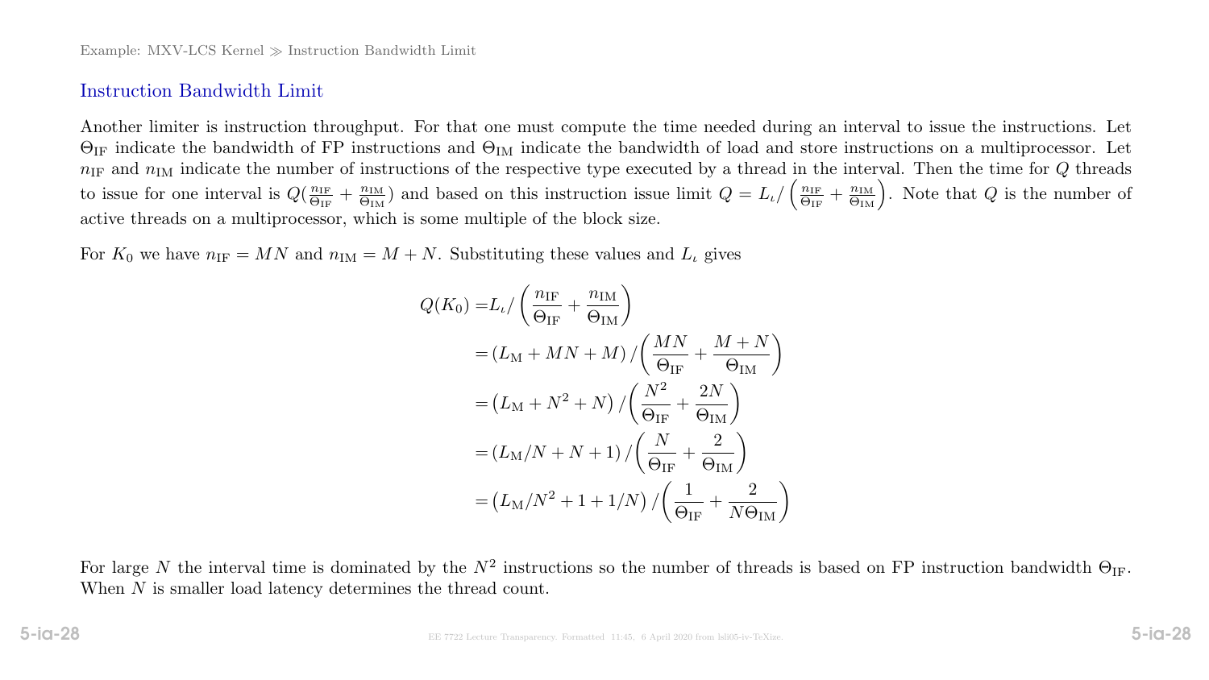## Instruction Bandwidth Limit

Another limiter is instruction throughput. For that one must compute the time needed during an interval to issue the instructions. Let $\Theta_{\text{IF}}$ indicate the bandwidth of FP instructions and $\Theta_{\text{IM}}$ indicate the bandwidth of load and store instructions on a multiprocessor. Let $n_{\text{IF}}$ and $n_{\text{IM}}$ indicate the number of instructions of the respective type executed by a thread in the interval. Then the time for $Q$ threads to issue for one interval is $Q(\frac{n_{\text{IF}}}{\Theta_{\text{IF}}} + \frac{n_{\text{IM}}}{\Theta_{\text{IM}}})$ and based on this instruction issue limit $Q = L_\iota / \left(\frac{n_{\text{IF}}}{\Theta_{\text{IF}}} + \frac{n_{\text{IM}}}{\Theta_{\text{IM}}}\right)$. Note that $Q$ is the number of active threads on a multiprocessor, which is some multiple of the block size.

For $K_0$ we have $n_{\text{IF}} = MN$ and $n_{\text{IM}} = M + N$. Substituting these values and $L_\iota$ gives

$$
\begin{aligned}
Q(K_0) &= L_\iota / \left(\frac{n_{\text{IF}}}{\Theta_{\text{IF}}} + \frac{n_{\text{IM}}}{\Theta_{\text{IM}}}\right) \\
&= (L_{\text{M}} + MN + M) / \left(\frac{MN}{\Theta_{\text{IF}}} + \frac{M+N}{\Theta_{\text{IM}}}\right) \\
&= \left(L_{\text{M}} + N^2 + N\right) / \left(\frac{N^2}{\Theta_{\text{IF}}} + \frac{2N}{\Theta_{\text{IM}}}\right) \\
&= (L_{\text{M}}/N + N + 1) / \left(\frac{N}{\Theta_{\text{IF}}} + \frac{2}{\Theta_{\text{IM}}}\right) \\
&= \left(L_{\text{M}}/N^2 + 1 + 1/N\right) / \left(\frac{1}{\Theta_{\text{IF}}} + \frac{2}{N\Theta_{\text{IM}}}\right)
\end{aligned}
$$

For large $N$ the interval time is dominated by the $N^2$ instructions so the number of threads is based on FP instruction bandwidth $\Theta_{\text{IF}}$. When $N$ is smaller load latency determines the thread count.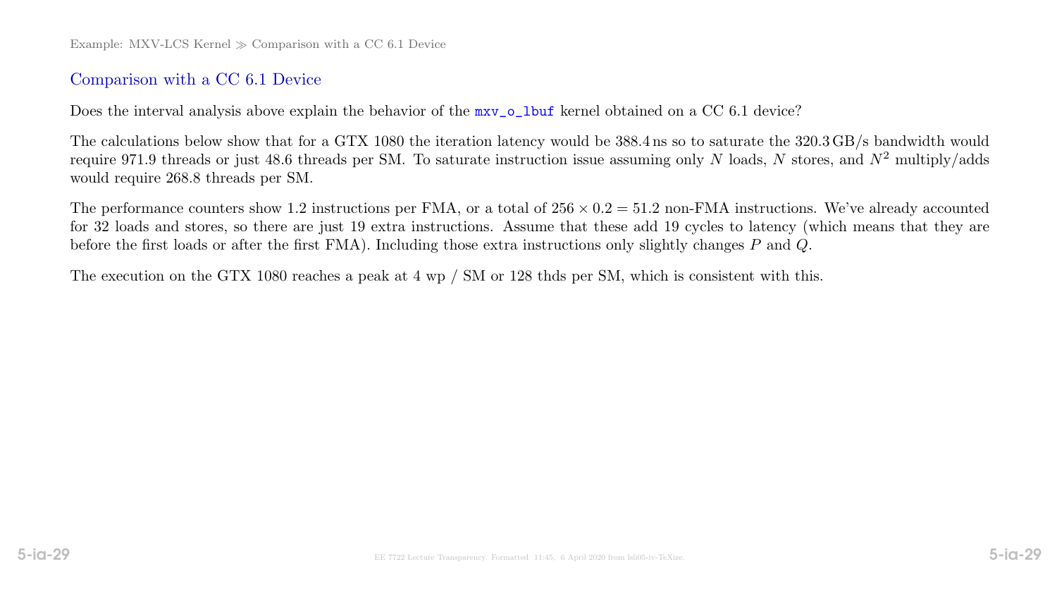## Comparison with a CC 6.1 Device

Does the interval analysis above explain the behavior of the `mxv_o_lbuf` kernel obtained on a CC 6.1 device?

The calculations below show that for a GTX 1080 the iteration latency would be 388.4 ns so to saturate the 320.3 GB/s bandwidth would require 971.9 threads or just 48.6 threads per SM. To saturate instruction issue assuming only $N$ loads, $N$ stores, and $N^2$ multiply/adds would require 268.8 threads per SM.

The performance counters show 1.2 instructions per FMA, or a total of $256 \times 0.2 = 51.2$ non-FMA instructions. We've already accounted for 32 loads and stores, so there are just 19 extra instructions. Assume that these add 19 cycles to latency (which means that they are before the first loads or after the first FMA). Including those extra instructions only slightly changes $P$ and $Q$.

The execution on the GTX 1080 reaches a peak at 4 wp / SM or 128 thds per SM, which is consistent with this.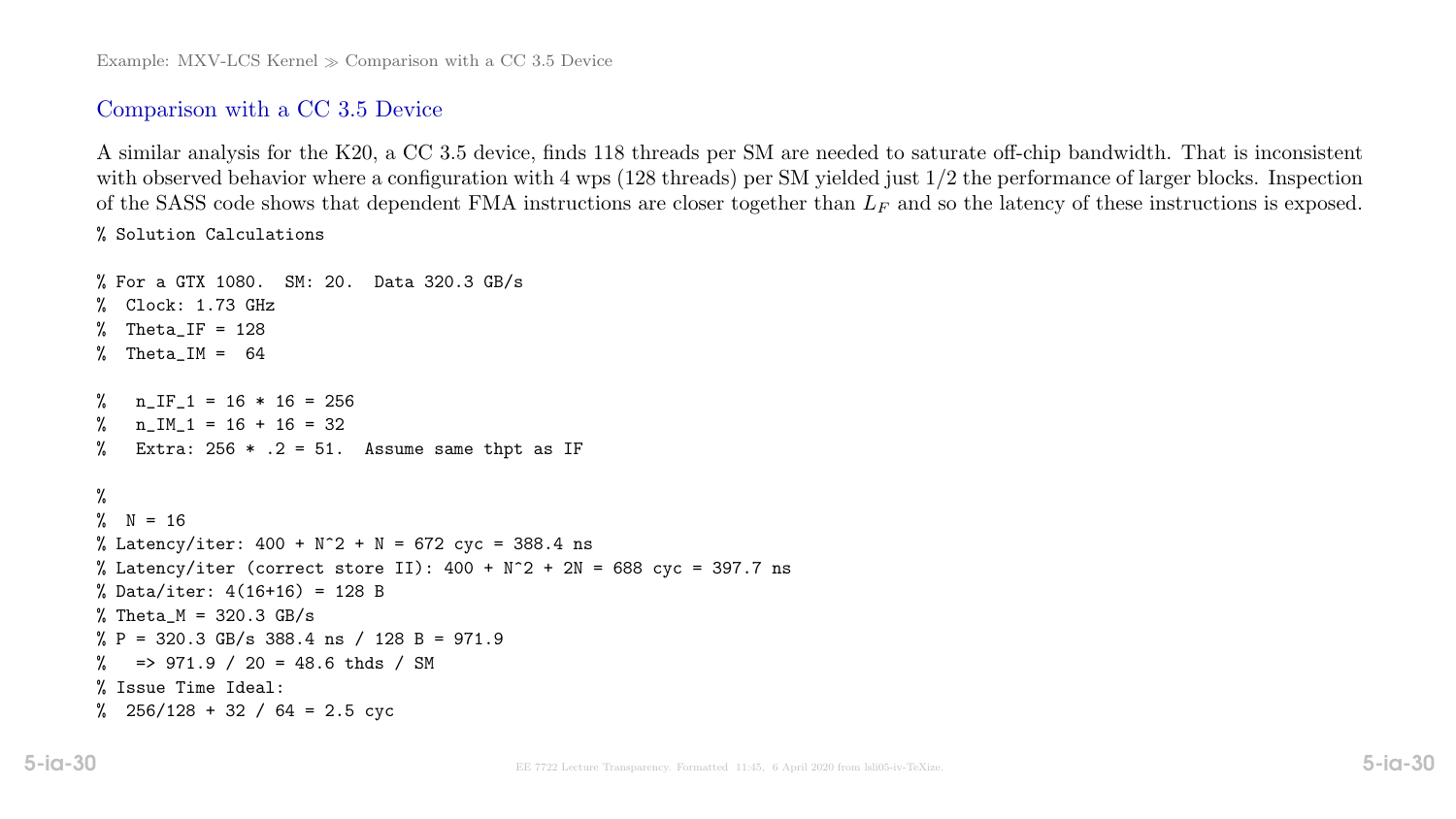## Comparison with a CC 3.5 Device

A similar analysis for the K20, a CC 3.5 device, finds 118 threads per SM are needed to saturate off-chip bandwidth. That is inconsistent with observed behavior where a configuration with 4 wps (128 threads) per SM yielded just 1/2 the performance of larger blocks. Inspection of the SASS code shows that dependent FMA instructions are closer together than $L_F$ and so the latency of these instructions is exposed.

```
% Solution Calculations

% For a GTX 1080.  SM: 20.  Data 320.3 GB/s
%  Clock: 1.73 GHz
%  Theta_IF = 128
%  Theta_IM =  64

%   n_IF_1 = 16 * 16 = 256
%   n_IM_1 = 16 + 16 = 32
%   Extra: 256 * .2 = 51.  Assume same thpt as IF

%
%  N = 16
% Latency/iter: 400 + N^2 + N = 672 cyc = 388.4 ns
% Latency/iter (correct store II): 400 + N^2 + 2N = 688 cyc = 397.7 ns
% Data/iter: 4(16+16) = 128 B
% Theta_M = 320.3 GB/s
% P = 320.3 GB/s 388.4 ns / 128 B = 971.9
%   => 971.9 / 20 = 48.6 thds / SM
% Issue Time Ideal:
%  256/128 + 32 / 64 = 2.5 cyc
```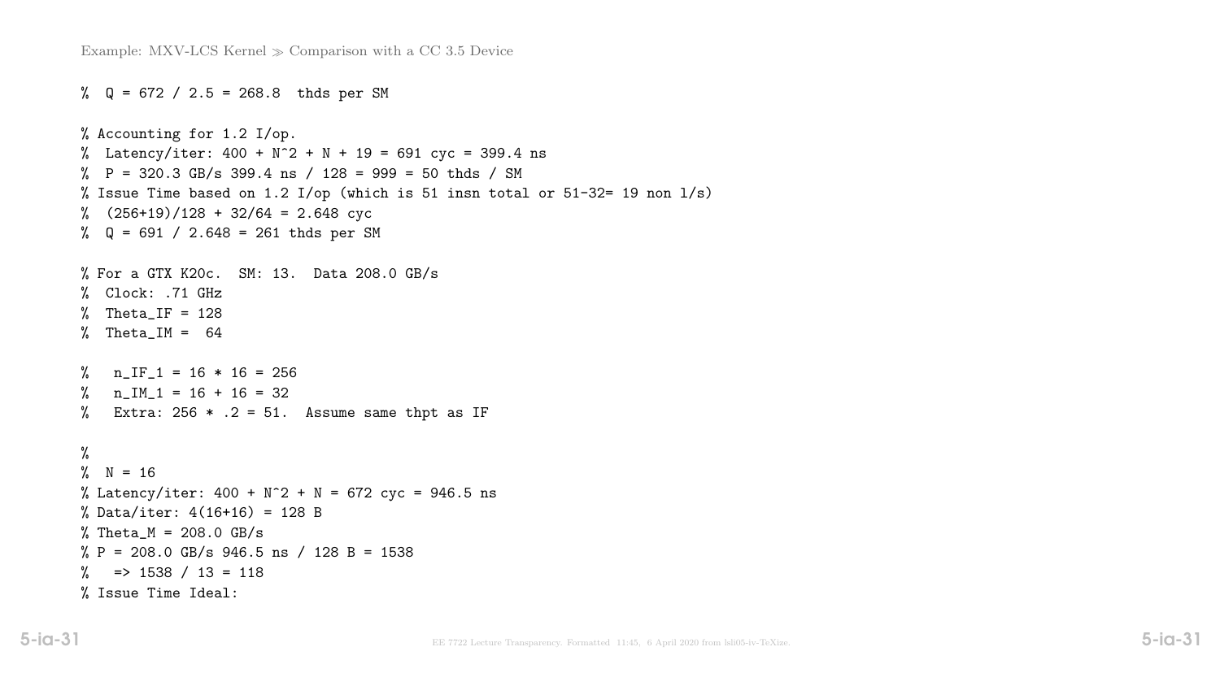Example: MXV-LCS Kernel ≫ Comparison with a CC 3.5 Device

```
%  Q = 672 / 2.5 = 268.8  thds per SM

% Accounting for 1.2 I/op.
%  Latency/iter: 400 + N^2 + N + 19 = 691 cyc = 399.4 ns
%  P = 320.3 GB/s 399.4 ns / 128 = 999 = 50 thds / SM
% Issue Time based on 1.2 I/op (which is 51 insn total or 51-32= 19 non l/s)
%  (256+19)/128 + 32/64 = 2.648 cyc
%  Q = 691 / 2.648 = 261 thds per SM

% For a GTX K20c.  SM: 13.  Data 208.0 GB/s
%  Clock: .71 GHz
%  Theta_IF = 128
%  Theta_IM =  64

%   n_IF_1 = 16 * 16 = 256
%   n_IM_1 = 16 + 16 = 32
%   Extra: 256 * .2 = 51.  Assume same thpt as IF

%
%  N = 16
% Latency/iter: 400 + N^2 + N = 672 cyc = 946.5 ns
% Data/iter: 4(16+16) = 128 B
% Theta_M = 208.0 GB/s
% P = 208.0 GB/s 946.5 ns / 128 B = 1538
%   => 1538 / 13 = 118
% Issue Time Ideal:
```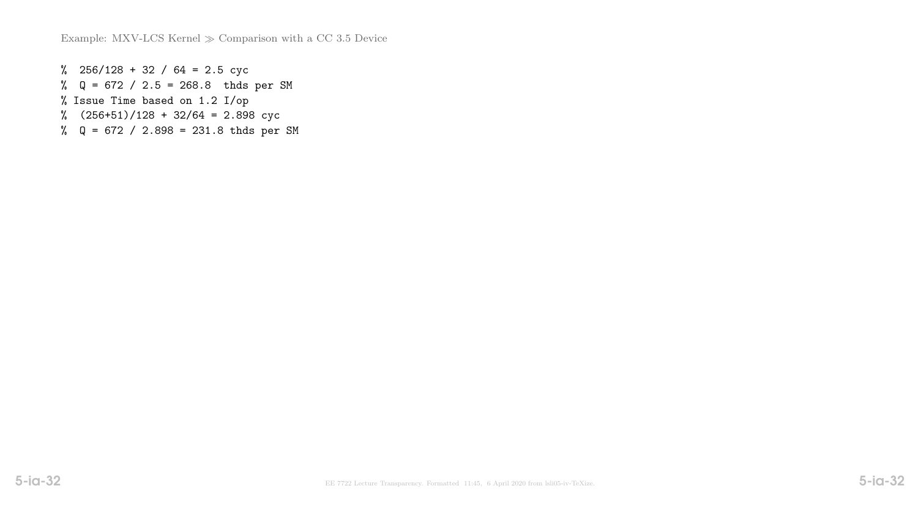Example: MXV-LCS Kernel ≫ Comparison with a CC 3.5 Device

```
%  256/128 + 32 / 64 = 2.5 cyc
%  Q = 672 / 2.5 = 268.8  thds per SM
% Issue Time based on 1.2 I/op
%  (256+51)/128 + 32/64 = 2.898 cyc
%  Q = 672 / 2.898 = 231.8 thds per SM
```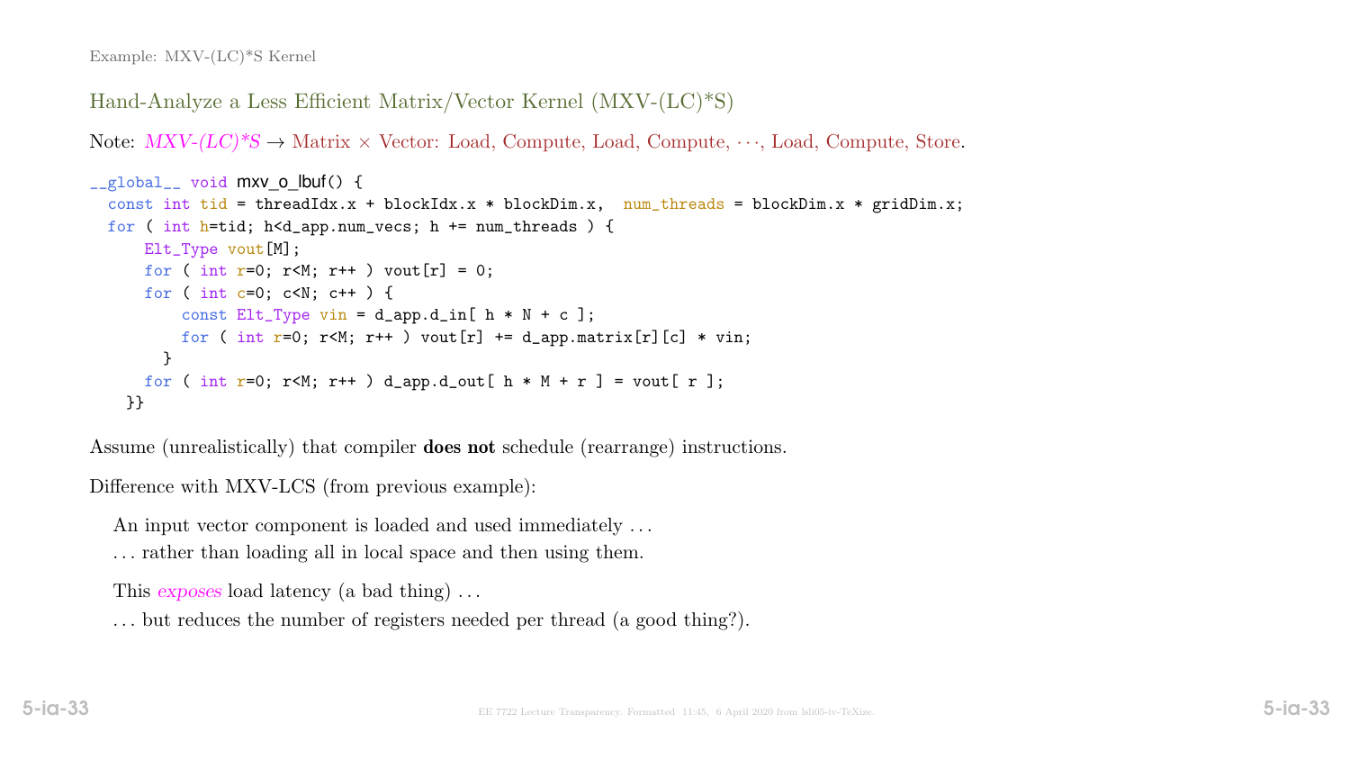## Hand-Analyze a Less Efficient Matrix/Vector Kernel (MXV-(LC)*S)

Note: *MXV-(LC)*S* → Matrix × Vector: Load, Compute, Load, Compute, ⋯, Load, Compute, Store.

```
__global__ void mxv_o_lbuf() {
  const int tid = threadIdx.x + blockIdx.x * blockDim.x,  num_threads = blockDim.x * gridDim.x;
  for ( int h=tid; h<d_app.num_vecs; h += num_threads ) {
      Elt_Type vout[M];
      for ( int r=0; r<M; r++ ) vout[r] = 0;
      for ( int c=0; c<N; c++ ) {
          const Elt_Type vin = d_app.d_in[ h * N + c ];
          for ( int r=0; r<M; r++ ) vout[r] += d_app.matrix[r][c] * vin;
        }
      for ( int r=0; r<M; r++ ) d_app.d_out[ h * M + r ] = vout[ r ];
    }}
```

Assume (unrealistically) that compiler **does not** schedule (rearrange) instructions.

Difference with MXV-LCS (from previous example):

An input vector component is loaded and used immediately …
… rather than loading all in local space and then using them.

This *exposes* load latency (a bad thing) …
… but reduces the number of registers needed per thread (a good thing?).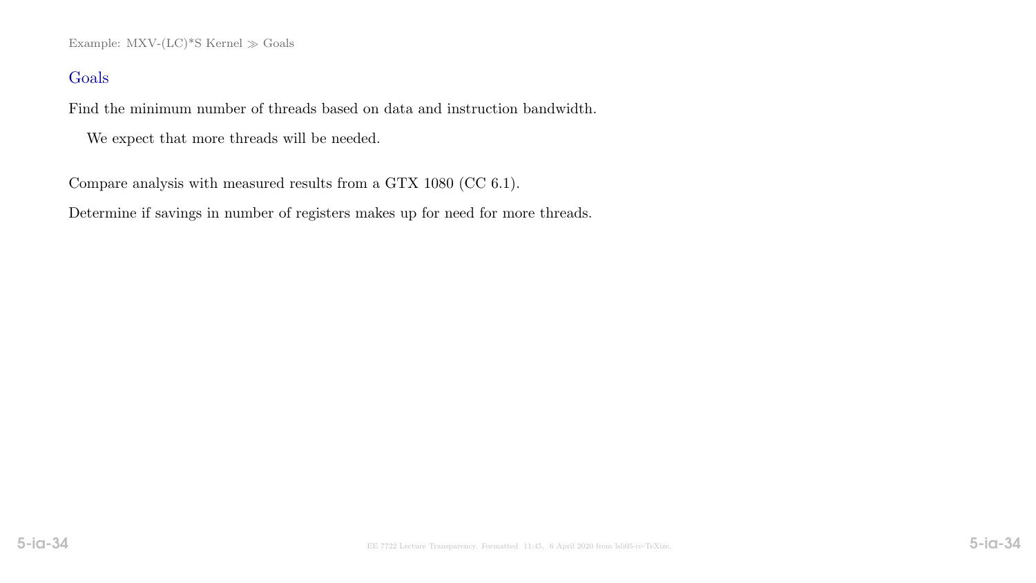## Goals

Find the minimum number of threads based on data and instruction bandwidth.

We expect that more threads will be needed.

Compare analysis with measured results from a GTX 1080 (CC 6.1).

Determine if savings in number of registers makes up for need for more threads.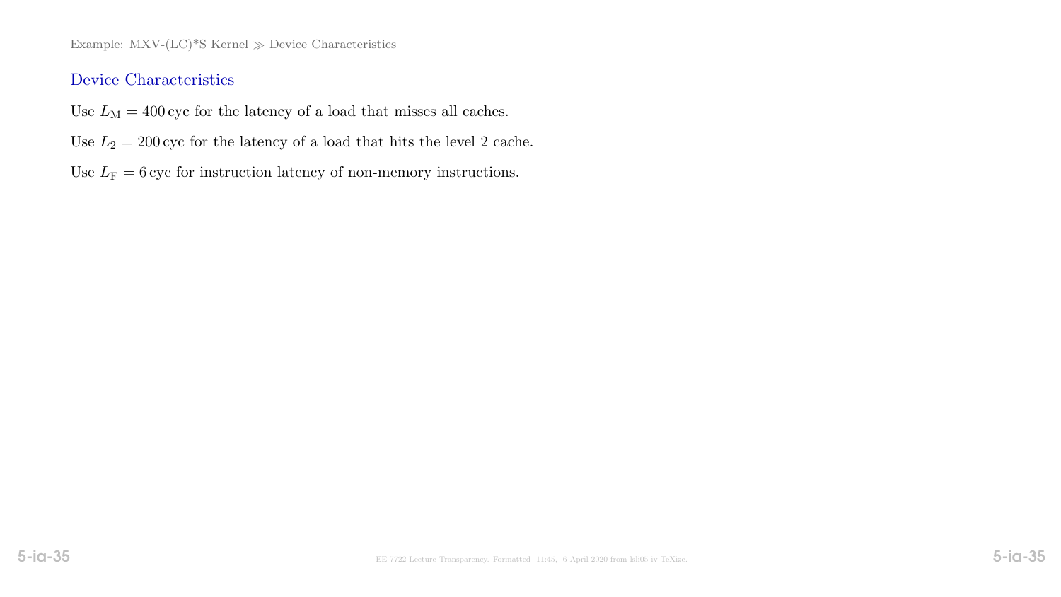## Device Characteristics

Use $L_{\mathrm{M}} = 400\,\mathrm{cyc}$ for the latency of a load that misses all caches.

Use $L_2 = 200\,\mathrm{cyc}$ for the latency of a load that hits the level 2 cache.

Use $L_{\mathrm{F}} = 6\,\mathrm{cyc}$ for instruction latency of non-memory instructions.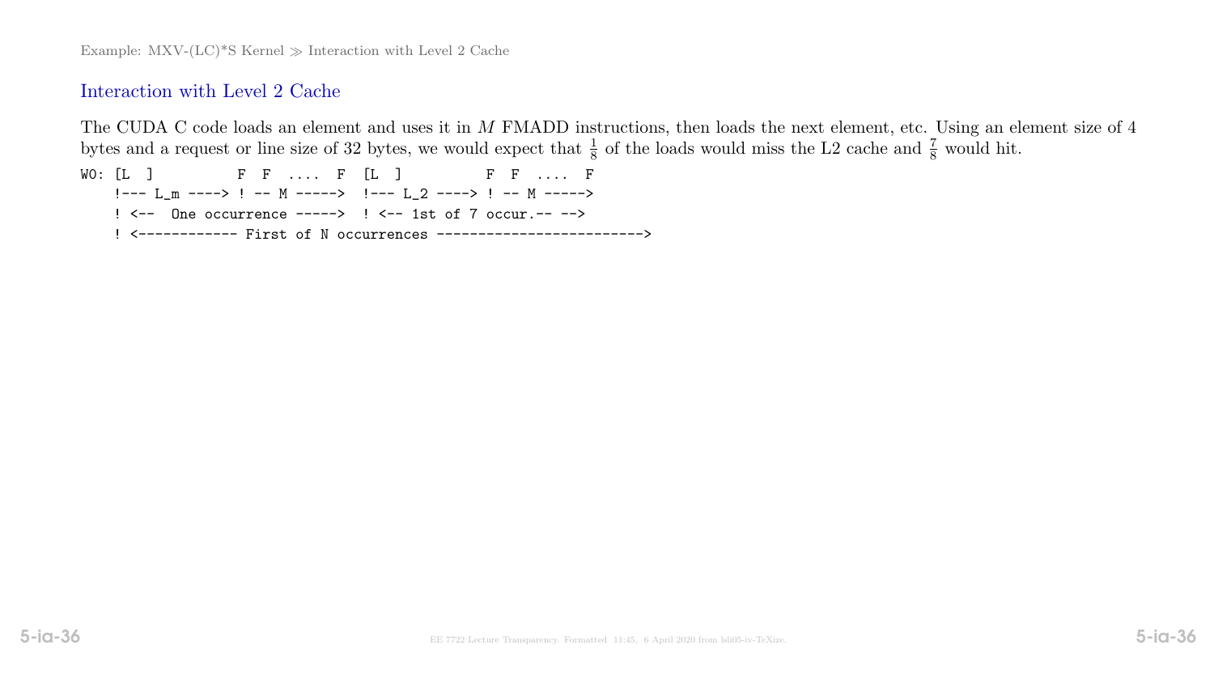Example: MXV-(LC)*S Kernel ≫ Interaction with Level 2 Cache

## Interaction with Level 2 Cache

The CUDA C code loads an element and uses it in $M$ FMADD instructions, then loads the next element, etc. Using an element size of 4 bytes and a request or line size of 32 bytes, we would expect that $\frac{1}{8}$ of the loads would miss the L2 cache and $\frac{7}{8}$ would hit.

```
W0: [L  ]          F  F  ....  F  [L  ]          F  F  ....  F
    !--- L_m ----> ! -- M ----->  !--- L_2 ----> ! -- M ----->
    ! <--  One occurrence ----->  ! <-- 1st of 7 occur.-- -->
    ! <------------ First of N occurrences ------------------------->
```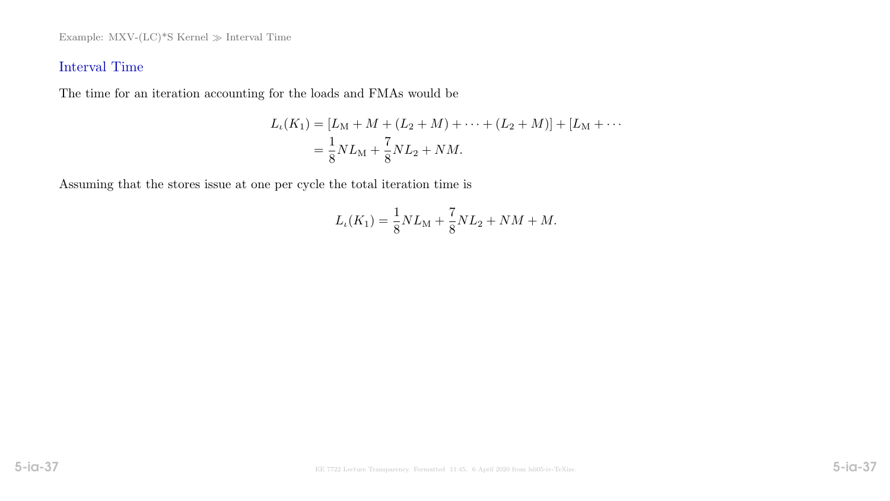## Interval Time

The time for an iteration accounting for the loads and FMAs would be

$$
\begin{aligned}
L_\iota(K_1) &= [L_\mathrm{M} + M + (L_2 + M) + \cdots + (L_2 + M)] + [L_\mathrm{M} + \cdots \\
&= \frac{1}{8} N L_\mathrm{M} + \frac{7}{8} N L_2 + NM.
\end{aligned}
$$

Assuming that the stores issue at one per cycle the total iteration time is

$$
L_\iota(K_1) = \frac{1}{8} N L_\mathrm{M} + \frac{7}{8} N L_2 + NM + M.
$$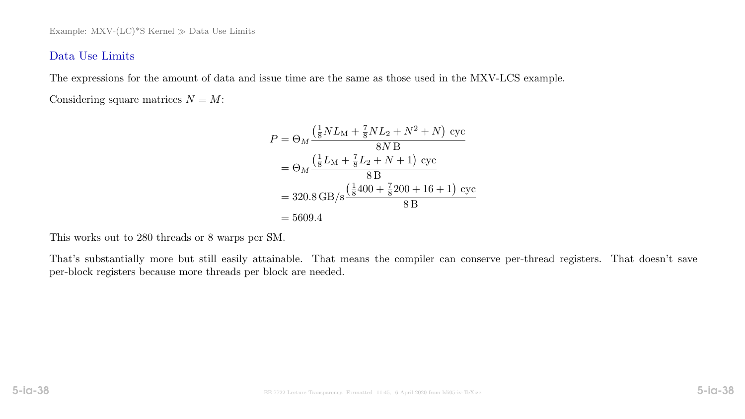## Data Use Limits

The expressions for the amount of data and issue time are the same as those used in the MXV-LCS example.

Considering square matrices $N = M$:

$$
\begin{aligned}
P &= \Theta_M \frac{\left(\frac{1}{8} N L_{\mathrm{M}} + \frac{7}{8} N L_2 + N^2 + N\right)\ \mathrm{cyc}}{8N\,\mathrm{B}} \\
&= \Theta_M \frac{\left(\frac{1}{8} L_{\mathrm{M}} + \frac{7}{8} L_2 + N + 1\right)\ \mathrm{cyc}}{8\,\mathrm{B}} \\
&= 320.8\,\mathrm{GB/s} \frac{\left(\frac{1}{8} 400 + \frac{7}{8} 200 + 16 + 1\right)\ \mathrm{cyc}}{8\,\mathrm{B}} \\
&= 5609.4
\end{aligned}
$$

This works out to 280 threads or 8 warps per SM.

That's substantially more but still easily attainable. That means the compiler can conserve per-thread registers. That doesn't save per-block registers because more threads per block are needed.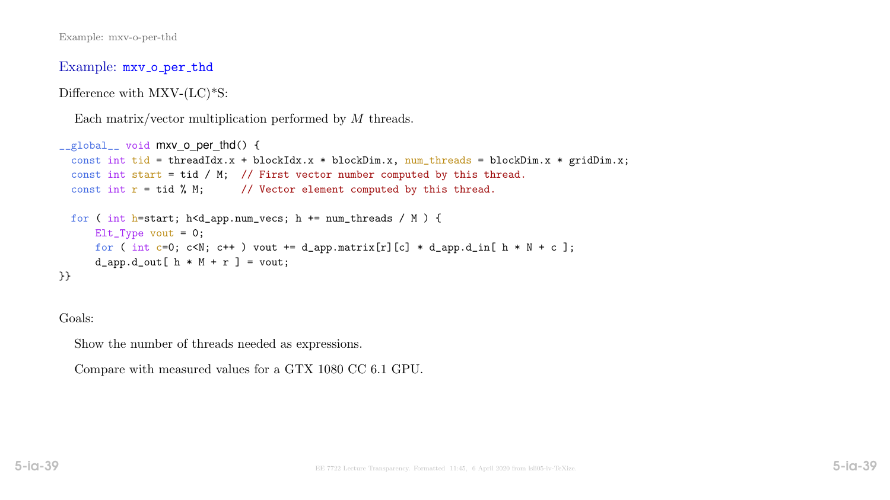## Example: `mxv_o_per_thd`

Difference with MXV-(LC)*S:

Each matrix/vector multiplication performed by $M$ threads.

```
__global__ void mxv_o_per_thd() {
  const int tid = threadIdx.x + blockIdx.x * blockDim.x, num_threads = blockDim.x * gridDim.x;
  const int start = tid / M;  // First vector number computed by this thread.
  const int r = tid % M;      // Vector element computed by this thread.

  for ( int h=start; h<d_app.num_vecs; h += num_threads / M ) {
      Elt_Type vout = 0;
      for ( int c=0; c<N; c++ ) vout += d_app.matrix[r][c] * d_app.d_in[ h * N + c ];
      d_app.d_out[ h * M + r ] = vout;
}}
```

Goals:

Show the number of threads needed as expressions.

Compare with measured values for a GTX 1080 CC 6.1 GPU.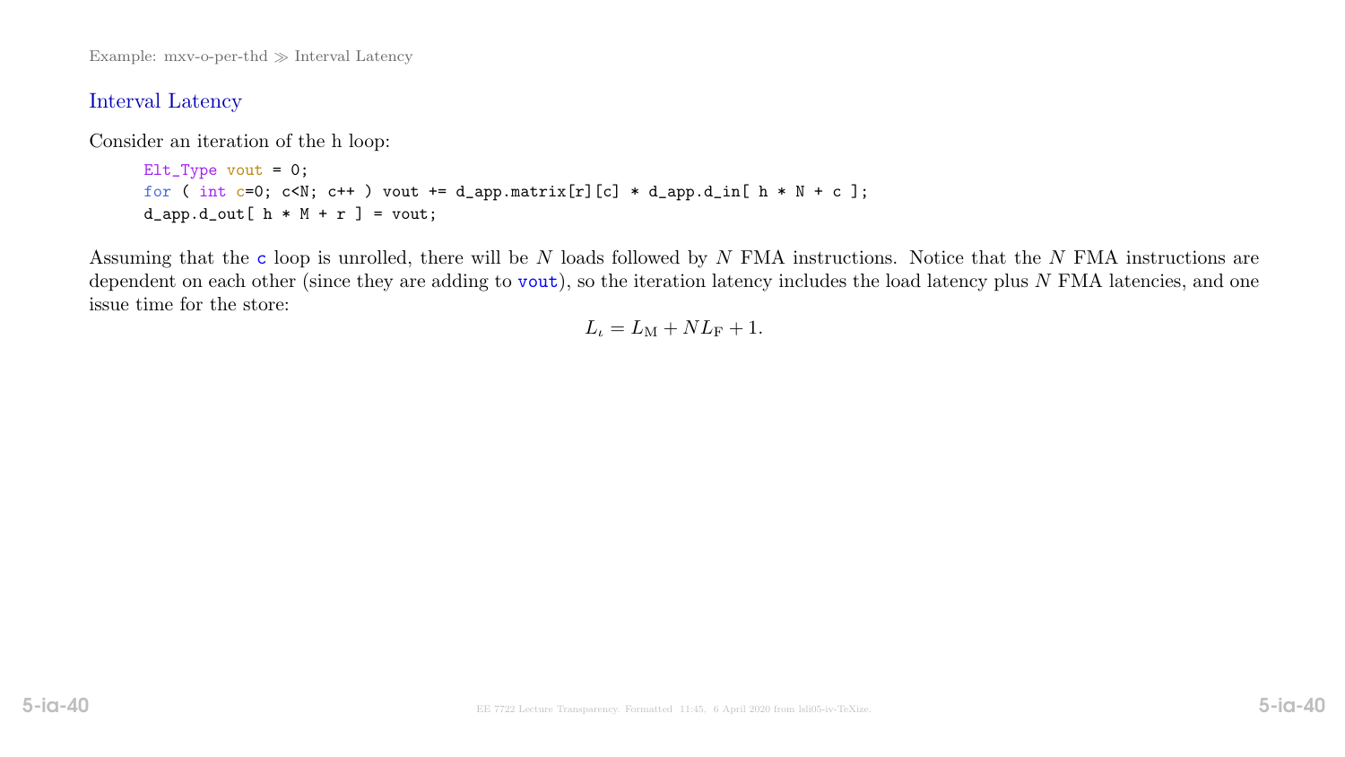## Interval Latency

Consider an iteration of the h loop:

```
Elt_Type vout = 0;
for ( int c=0; c<N; c++ ) vout += d_app.matrix[r][c] * d_app.d_in[ h * N + c ];
d_app.d_out[ h * M + r ] = vout;
```

Assuming that the `c` loop is unrolled, there will be $N$ loads followed by $N$ FMA instructions. Notice that the $N$ FMA instructions are dependent on each other (since they are adding to `vout`), so the iteration latency includes the load latency plus $N$ FMA latencies, and one issue time for the store:

$$L_\iota = L_\mathrm{M} + N L_\mathrm{F} + 1.$$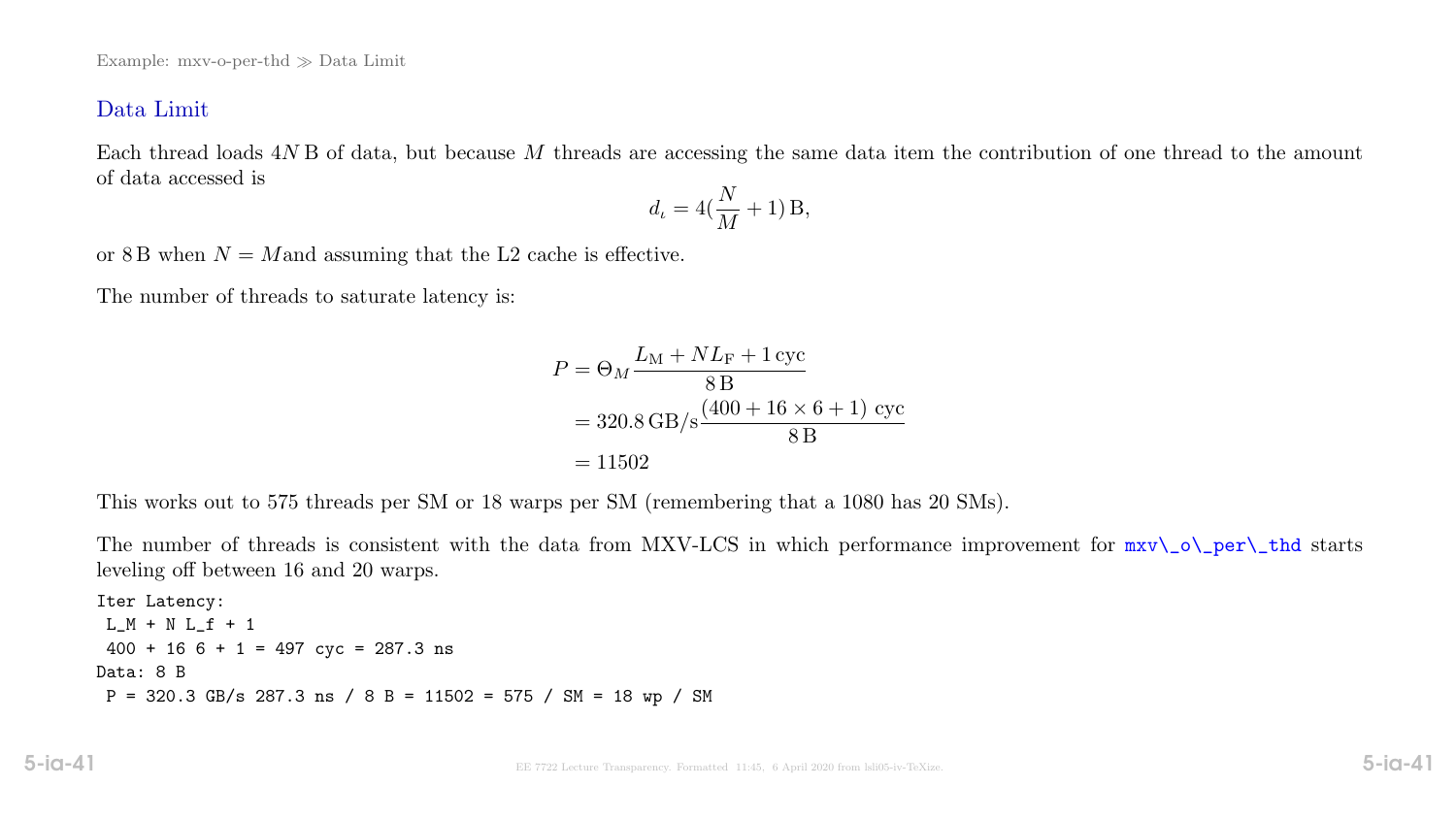## Data Limit

Each thread loads $4N$ B of data, but because $M$ threads are accessing the same data item the contribution of one thread to the amount of data accessed is

$$d_\iota = 4(\frac{N}{M} + 1)\,\text{B},$$

or 8 B when $N = M$and assuming that the L2 cache is effective.

The number of threads to saturate latency is:

$$\begin{aligned} P &= \Theta_M \frac{L_\text{M} + NL_\text{F} + 1\,\text{cyc}}{8\,\text{B}} \\ &= 320.8\,\text{GB/s}\frac{(400 + 16 \times 6 + 1)\ \text{cyc}}{8\,\text{B}} \\ &= 11502 \end{aligned}$$

This works out to 575 threads per SM or 18 warps per SM (remembering that a 1080 has 20 SMs).

The number of threads is consistent with the data from MXV-LCS in which performance improvement for mxv\_o\_per\_thd starts leveling off between 16 and 20 warps.

```
Iter Latency:
 L_M + N L_f + 1
 400 + 16 6 + 1 = 497 cyc = 287.3 ns
Data: 8 B
 P = 320.3 GB/s 287.3 ns / 8 B = 11502 = 575 / SM = 18 wp / SM
```